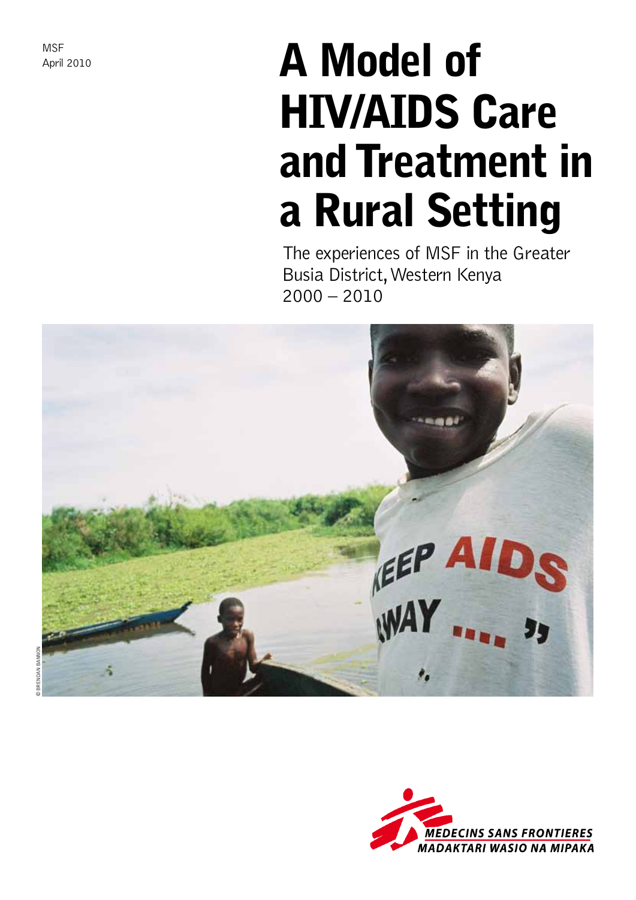MSF
April 2010

# A Model of HIV/AIDS Care and Treatment in a Rural Setting

The experiences of MSF in the Greater Busia District, Western Kenya
2000 – 2010

© BRENDAN BANNON

MEDECINS SANS FRONTIERES
MADAKTARI WASIO NA MIPAKA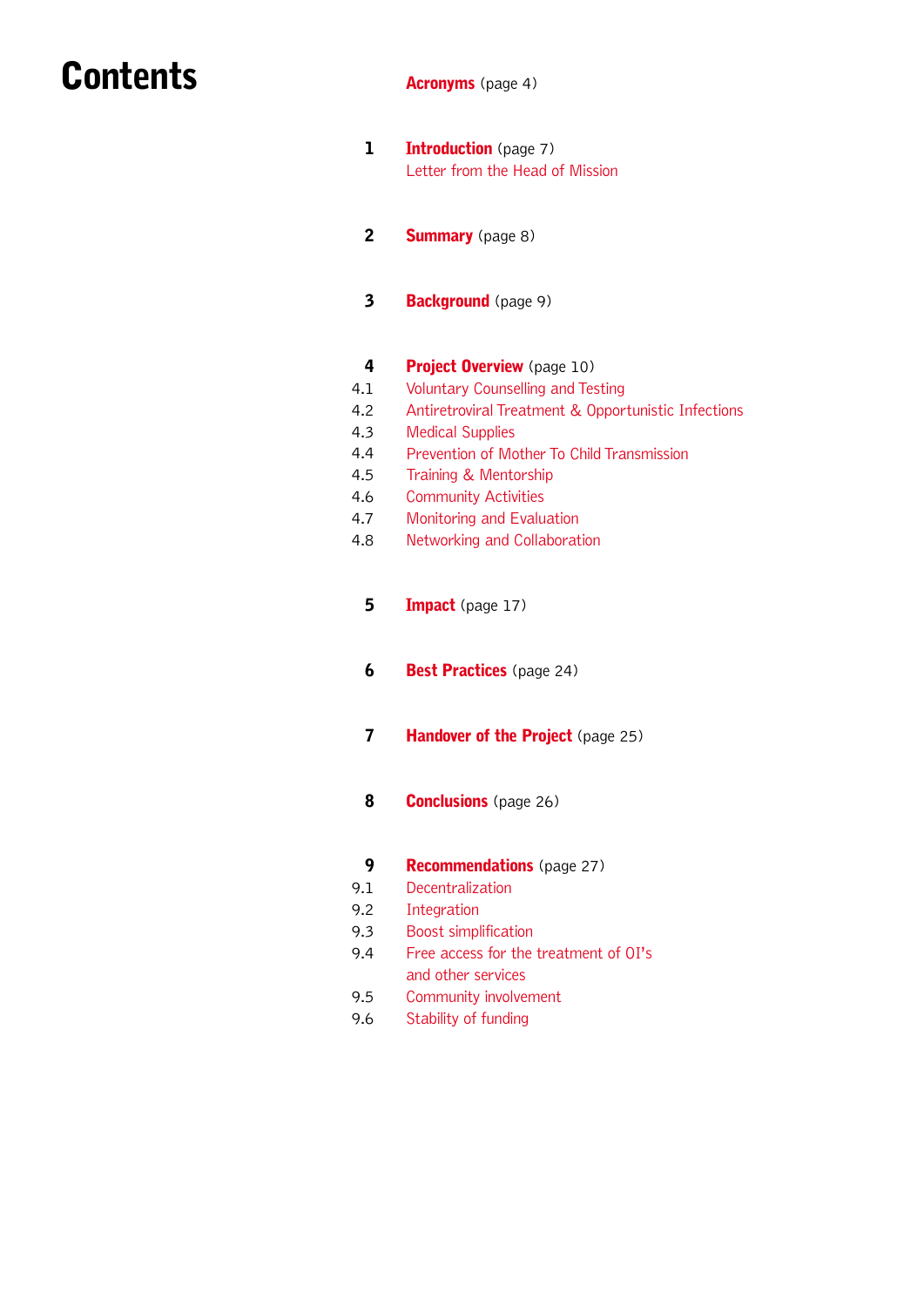# Contents

**Acronyms** (page 4)

1 **Introduction** (page 7)
Letter from the Head of Mission

2 **Summary** (page 8)

3 **Background** (page 9)

4 **Project Overview** (page 10)
4.1 Voluntary Counselling and Testing
4.2 Antiretroviral Treatment & Opportunistic Infections
4.3 Medical Supplies
4.4 Prevention of Mother To Child Transmission
4.5 Training & Mentorship
4.6 Community Activities
4.7 Monitoring and Evaluation
4.8 Networking and Collaboration

5 **Impact** (page 17)

6 **Best Practices** (page 24)

7 **Handover of the Project** (page 25)

8 **Conclusions** (page 26)

9 **Recommendations** (page 27)
9.1 Decentralization
9.2 Integration
9.3 Boost simplification
9.4 Free access for the treatment of OI's and other services
9.5 Community involvement
9.6 Stability of funding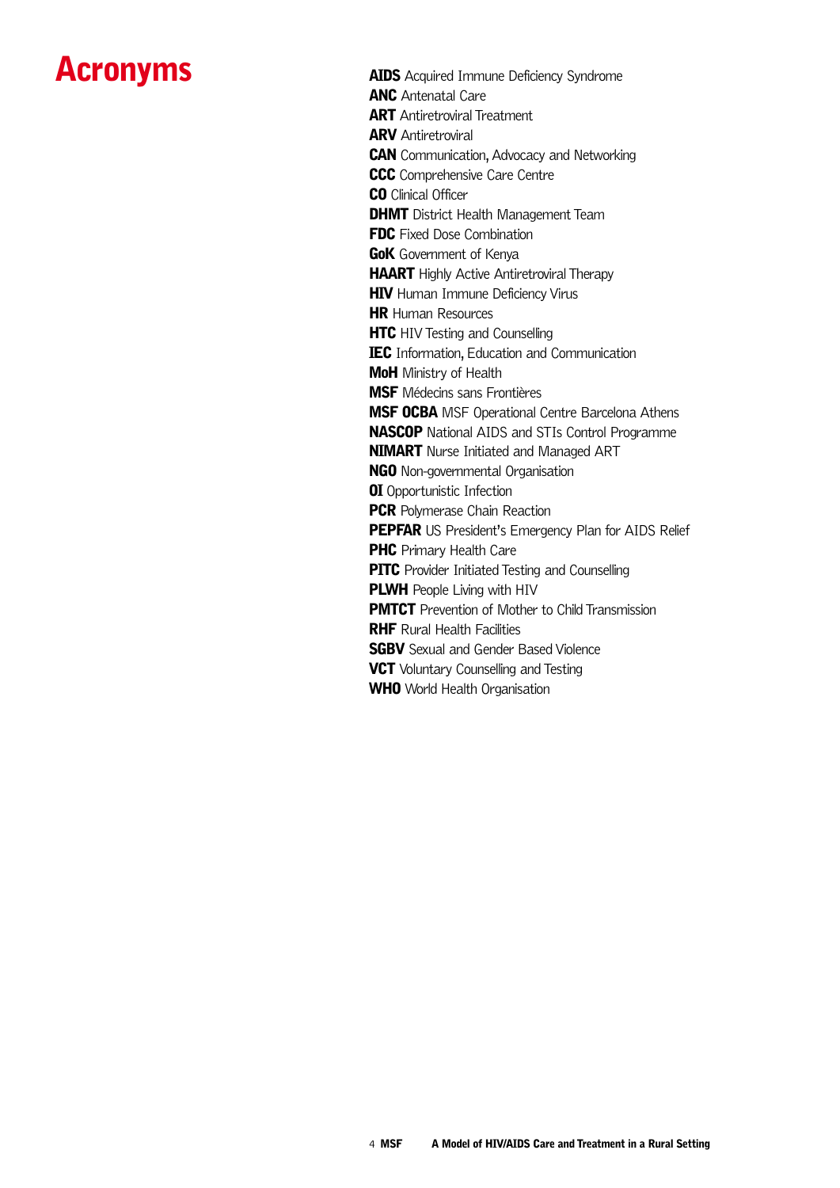# Acronyms

**AIDS** Acquired Immune Deficiency Syndrome
**ANC** Antenatal Care
**ART** Antiretroviral Treatment
**ARV** Antiretroviral
**CAN** Communication, Advocacy and Networking
**CCC** Comprehensive Care Centre
**CO** Clinical Officer
**DHMT** District Health Management Team
**FDC** Fixed Dose Combination
**GoK** Government of Kenya
**HAART** Highly Active Antiretroviral Therapy
**HIV** Human Immune Deficiency Virus
**HR** Human Resources
**HTC** HIV Testing and Counselling
**IEC** Information, Education and Communication
**MoH** Ministry of Health
**MSF** Médecins sans Frontières
**MSF OCBA** MSF Operational Centre Barcelona Athens
**NASCOP** National AIDS and STIs Control Programme
**NIMART** Nurse Initiated and Managed ART
**NGO** Non-governmental Organisation
**OI** Opportunistic Infection
**PCR** Polymerase Chain Reaction
**PEPFAR** US President's Emergency Plan for AIDS Relief
**PHC** Primary Health Care
**PITC** Provider Initiated Testing and Counselling
**PLWH** People Living with HIV
**PMTCT** Prevention of Mother to Child Transmission
**RHF** Rural Health Facilities
**SGBV** Sexual and Gender Based Violence
**VCT** Voluntary Counselling and Testing
**WHO** World Health Organisation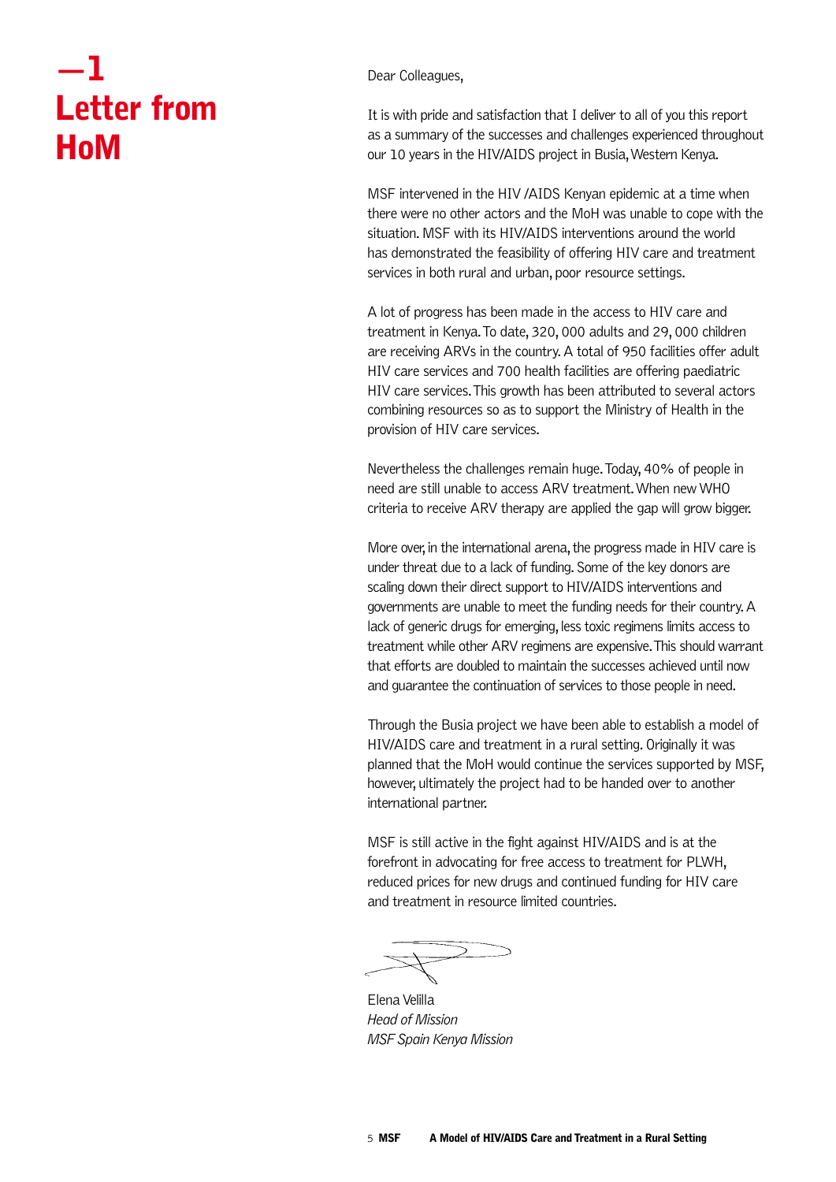# —1 Letter from HoM

Dear Colleagues,

It is with pride and satisfaction that I deliver to all of you this report as a summary of the successes and challenges experienced throughout our 10 years in the HIV/AIDS project in Busia, Western Kenya.

MSF intervened in the HIV /AIDS Kenyan epidemic at a time when there were no other actors and the MoH was unable to cope with the situation. MSF with its HIV/AIDS interventions around the world has demonstrated the feasibility of offering HIV care and treatment services in both rural and urban, poor resource settings.

A lot of progress has been made in the access to HIV care and treatment in Kenya. To date, 320, 000 adults and 29, 000 children are receiving ARVs in the country. A total of 950 facilities offer adult HIV care services and 700 health facilities are offering paediatric HIV care services. This growth has been attributed to several actors combining resources so as to support the Ministry of Health in the provision of HIV care services.

Nevertheless the challenges remain huge. Today, 40% of people in need are still unable to access ARV treatment. When new WHO criteria to receive ARV therapy are applied the gap will grow bigger.

More over, in the international arena, the progress made in HIV care is under threat due to a lack of funding. Some of the key donors are scaling down their direct support to HIV/AIDS interventions and governments are unable to meet the funding needs for their country. A lack of generic drugs for emerging, less toxic regimens limits access to treatment while other ARV regimens are expensive. This should warrant that efforts are doubled to maintain the successes achieved until now and guarantee the continuation of services to those people in need.

Through the Busia project we have been able to establish a model of HIV/AIDS care and treatment in a rural setting. Originally it was planned that the MoH would continue the services supported by MSF, however, ultimately the project had to be handed over to another international partner.

MSF is still active in the fight against HIV/AIDS and is at the forefront in advocating for free access to treatment for PLWH, reduced prices for new drugs and continued funding for HIV care and treatment in resource limited countries.

Elena Velilla
*Head of Mission*
*MSF Spain Kenya Mission*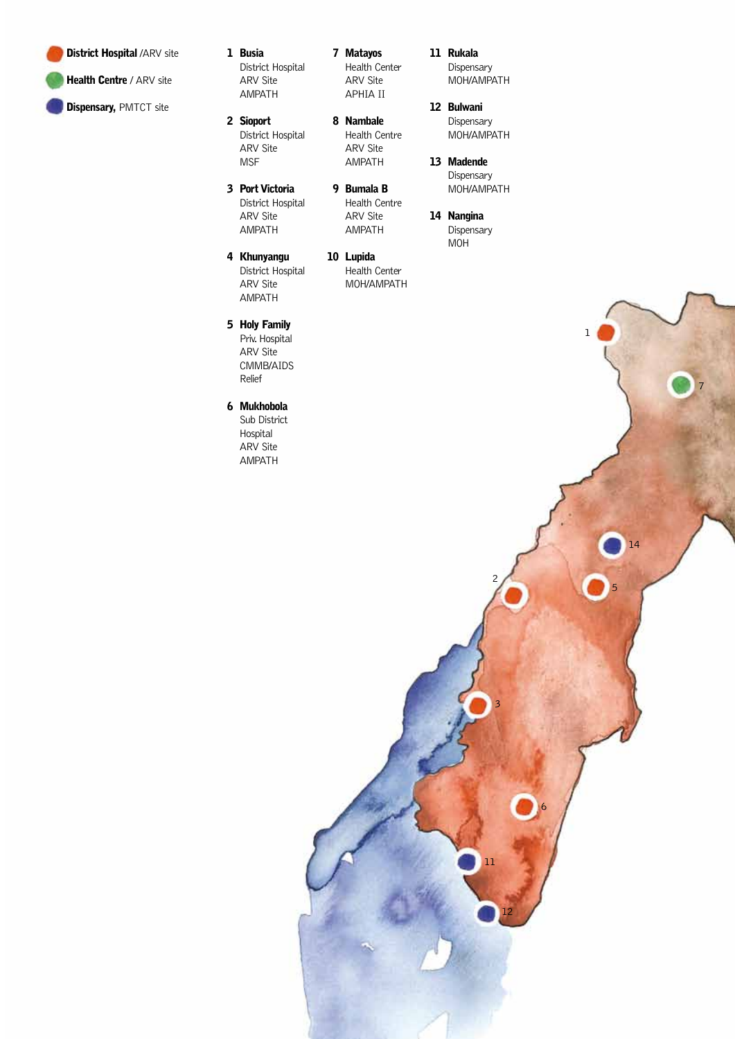**District Hospital** /ARV site

**Health Centre** / ARV site

**Dispensary,** PMTCT site

**1 Busia**
District Hospital
ARV Site
AMPATH

**2 Sioport**
District Hospital
ARV Site
MSF

**3 Port Victoria**
District Hospital
ARV Site
AMPATH

**4 Khunyangu**
District Hospital
ARV Site
AMPATH

**5 Holy Family**
Priv. Hospital
ARV Site
CMMB/AIDS Relief

**6 Mukhobola**
Sub District Hospital
ARV Site
AMPATH

**7 Matayos**
Health Center
ARV Site
APHIA II

**8 Nambale**
Health Centre
ARV Site
AMPATH

**9 Bumala B**
Health Centre
ARV Site
AMPATH

**10 Lupida**
Health Center
MOH/AMPATH

**11 Rukala**
Dispensary
MOH/AMPATH

**12 Bulwani**
Dispensary
MOH/AMPATH

**13 Madende**
Dispensary
MOH/AMPATH

**14 Nangina**
Dispensary
MOH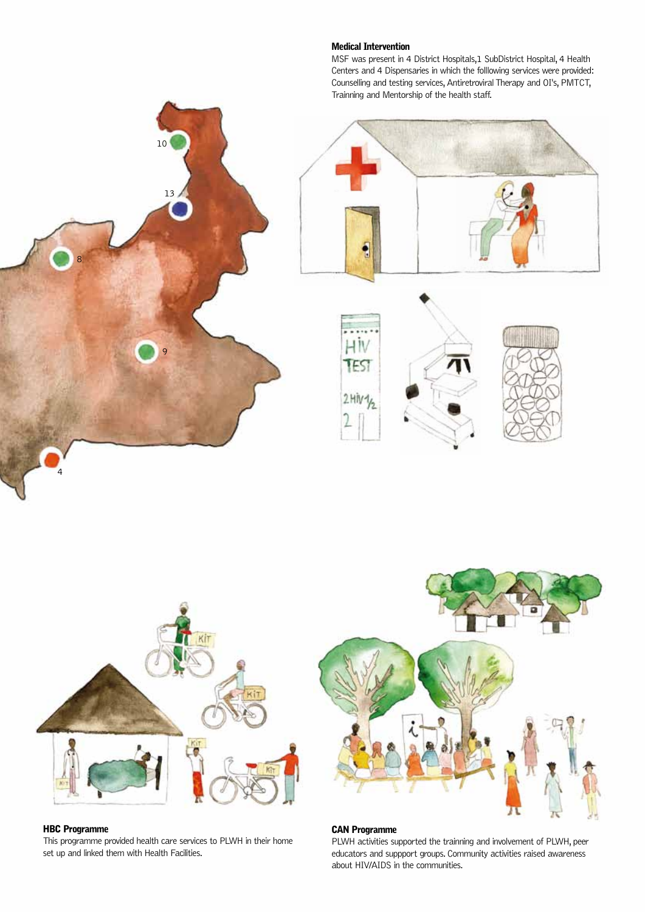### Medical Intervention

MSF was present in 4 District Hospitals,1 SubDistrict Hospital, 4 Health Centers and 4 Dispensaries in which the folllowing services were provided: Counselling and testing services, Antiretroviral Therapy and OI's, PMTCT, Trainning and Mentorship of the health staff.

### HBC Programme

This programme provided health care services to PLWH in their home set up and linked them with Health Facilities.

### CAN Programme

PLWH activities supported the trainning and involvement of PLWH, peer educators and suppport groups. Community activities raised awareness about HIV/AIDS in the communities.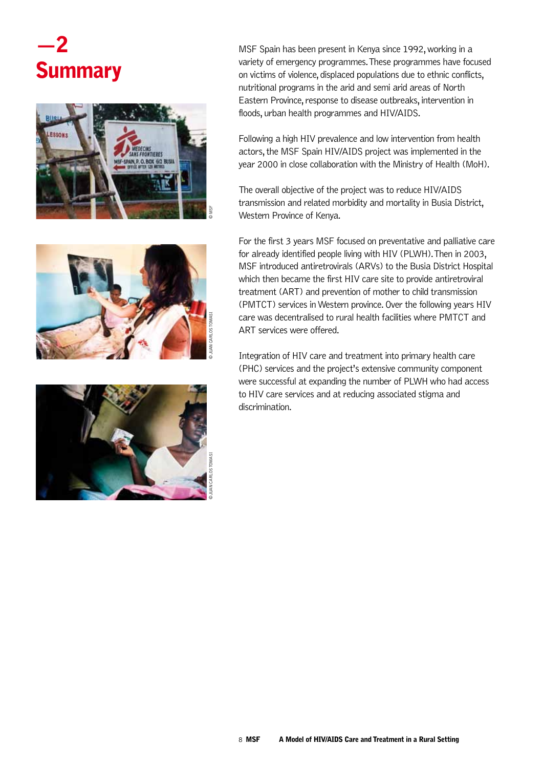# —2 Summary

MSF Spain has been present in Kenya since 1992, working in a variety of emergency programmes. These programmes have focused on victims of violence, displaced populations due to ethnic conflicts, nutritional programs in the arid and semi arid areas of North Eastern Province, response to disease outbreaks, intervention in floods, urban health programmes and HIV/AIDS.

Following a high HIV prevalence and low intervention from health actors, the MSF Spain HIV/AIDS project was implemented in the year 2000 in close collaboration with the Ministry of Health (MoH).

The overall objective of the project was to reduce HIV/AIDS transmission and related morbidity and mortality in Busia District, Western Province of Kenya.

For the first 3 years MSF focused on preventative and palliative care for already identified people living with HIV (PLWH). Then in 2003, MSF introduced antiretrovirals (ARVs) to the Busia District Hospital which then became the first HIV care site to provide antiretroviral treatment (ART) and prevention of mother to child transmission (PMTCT) services in Western province. Over the following years HIV care was decentralised to rural health facilities where PMTCT and ART services were offered.

Integration of HIV care and treatment into primary health care (PHC) services and the project's extensive community component were successful at expanding the number of PLWH who had access to HIV care services and at reducing associated stigma and discrimination.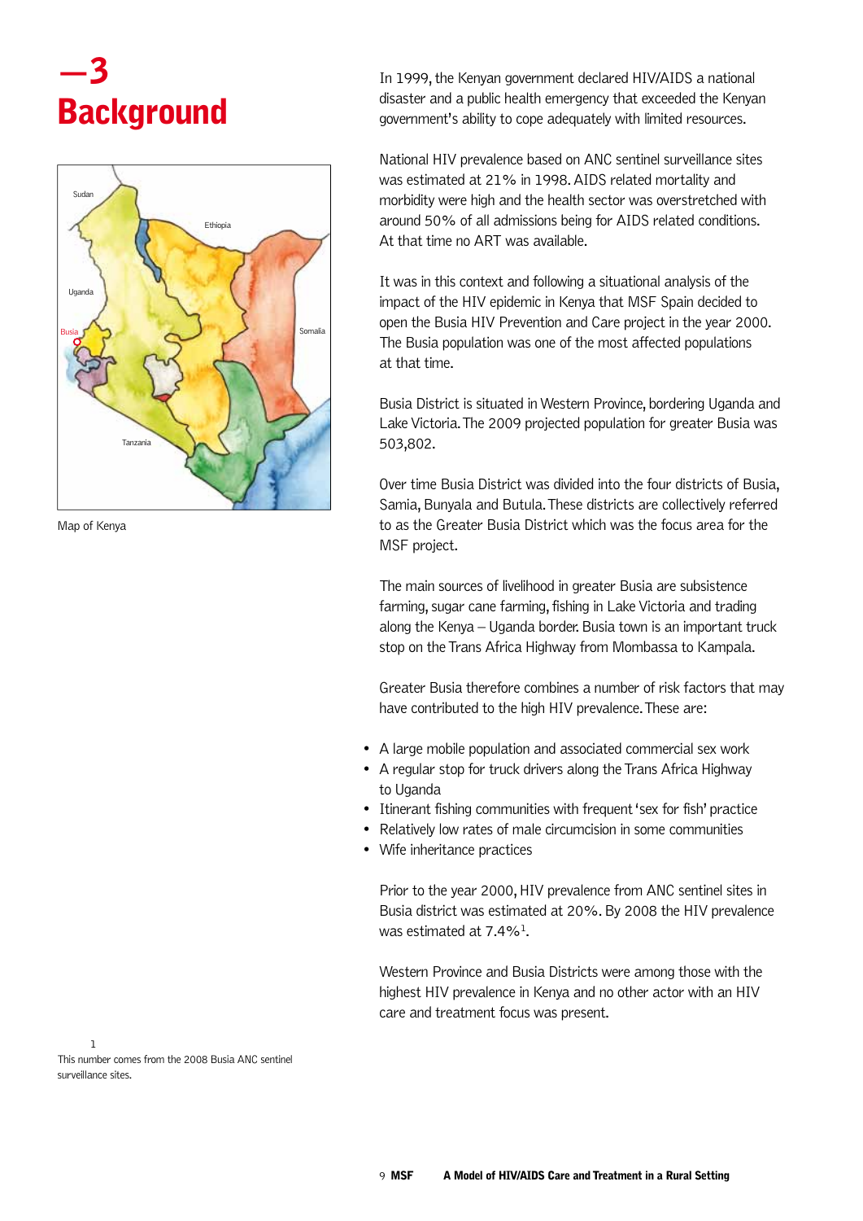# —3 Background

Map of Kenya

In 1999, the Kenyan government declared HIV/AIDS a national disaster and a public health emergency that exceeded the Kenyan government's ability to cope adequately with limited resources.

National HIV prevalence based on ANC sentinel surveillance sites was estimated at 21% in 1998. AIDS related mortality and morbidity were high and the health sector was overstretched with around 50% of all admissions being for AIDS related conditions. At that time no ART was available.

It was in this context and following a situational analysis of the impact of the HIV epidemic in Kenya that MSF Spain decided to open the Busia HIV Prevention and Care project in the year 2000. The Busia population was one of the most affected populations at that time.

Busia District is situated in Western Province, bordering Uganda and Lake Victoria. The 2009 projected population for greater Busia was 503,802.

Over time Busia District was divided into the four districts of Busia, Samia, Bunyala and Butula. These districts are collectively referred to as the Greater Busia District which was the focus area for the MSF project.

The main sources of livelihood in greater Busia are subsistence farming, sugar cane farming, fishing in Lake Victoria and trading along the Kenya – Uganda border. Busia town is an important truck stop on the Trans Africa Highway from Mombassa to Kampala.

Greater Busia therefore combines a number of risk factors that may have contributed to the high HIV prevalence. These are:

- A large mobile population and associated commercial sex work
- A regular stop for truck drivers along the Trans Africa Highway to Uganda
- Itinerant fishing communities with frequent 'sex for fish' practice
- Relatively low rates of male circumcision in some communities
- Wife inheritance practices

Prior to the year 2000, HIV prevalence from ANC sentinel sites in Busia district was estimated at 20%. By 2008 the HIV prevalence was estimated at 7.4%[1].

Western Province and Busia Districts were among those with the highest HIV prevalence in Kenya and no other actor with an HIV care and treatment focus was present.

[1] This number comes from the 2008 Busia ANC sentinel surveillance sites.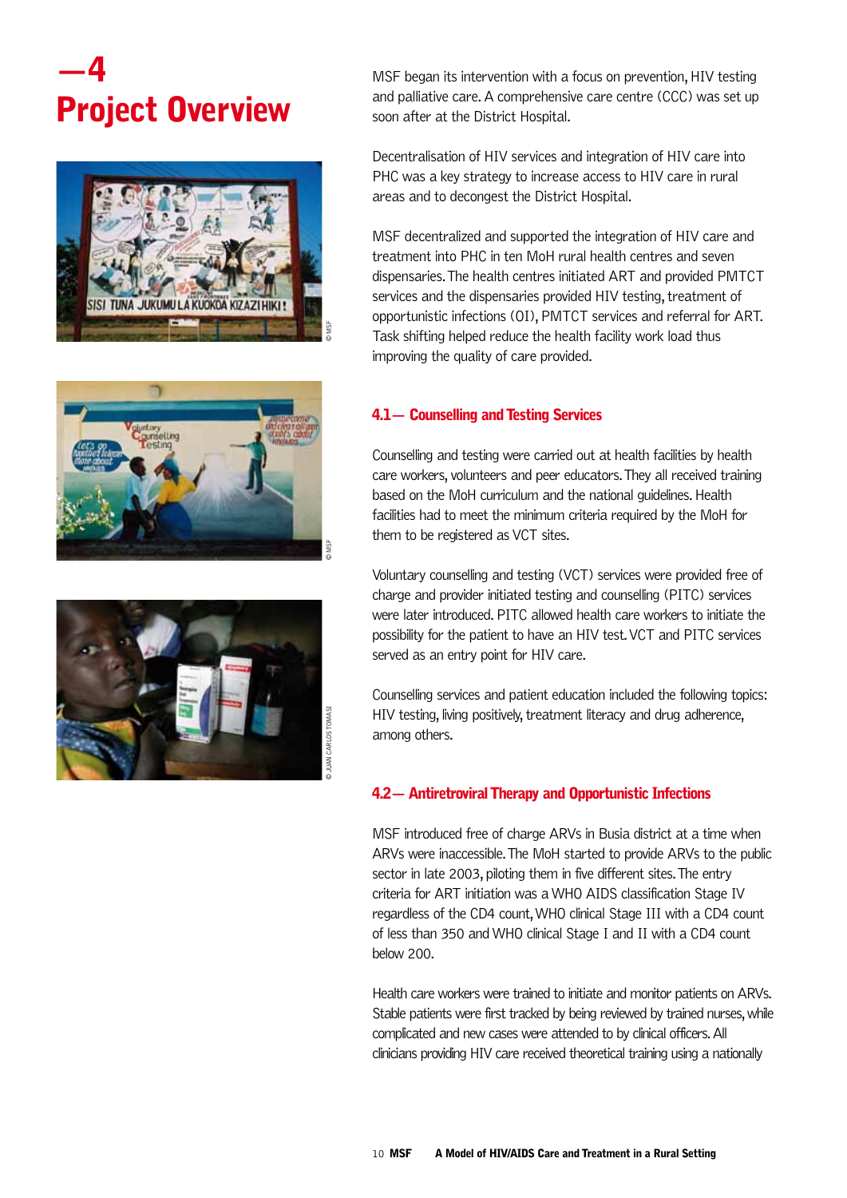# —4 Project Overview

MSF began its intervention with a focus on prevention, HIV testing and palliative care. A comprehensive care centre (CCC) was set up soon after at the District Hospital.

Decentralisation of HIV services and integration of HIV care into PHC was a key strategy to increase access to HIV care in rural areas and to decongest the District Hospital.

MSF decentralized and supported the integration of HIV care and treatment into PHC in ten MoH rural health centres and seven dispensaries. The health centres initiated ART and provided PMTCT services and the dispensaries provided HIV testing, treatment of opportunistic infections (OI), PMTCT services and referral for ART. Task shifting helped reduce the health facility work load thus improving the quality of care provided.

## 4.1— Counselling and Testing Services

Counselling and testing were carried out at health facilities by health care workers, volunteers and peer educators. They all received training based on the MoH curriculum and the national guidelines. Health facilities had to meet the minimum criteria required by the MoH for them to be registered as VCT sites.

Voluntary counselling and testing (VCT) services were provided free of charge and provider initiated testing and counselling (PITC) services were later introduced. PITC allowed health care workers to initiate the possibility for the patient to have an HIV test. VCT and PITC services served as an entry point for HIV care.

Counselling services and patient education included the following topics: HIV testing, living positively, treatment literacy and drug adherence, among others.

## 4.2— Antiretroviral Therapy and Opportunistic Infections

MSF introduced free of charge ARVs in Busia district at a time when ARVs were inaccessible. The MoH started to provide ARVs to the public sector in late 2003, piloting them in five different sites. The entry criteria for ART initiation was a WHO AIDS classification Stage IV regardless of the CD4 count, WHO clinical Stage III with a CD4 count of less than 350 and WHO clinical Stage I and II with a CD4 count below 200.

Health care workers were trained to initiate and monitor patients on ARVs. Stable patients were first tracked by being reviewed by trained nurses, while complicated and new cases were attended to by clinical officers. All clinicians providing HIV care received theoretical training using a nationally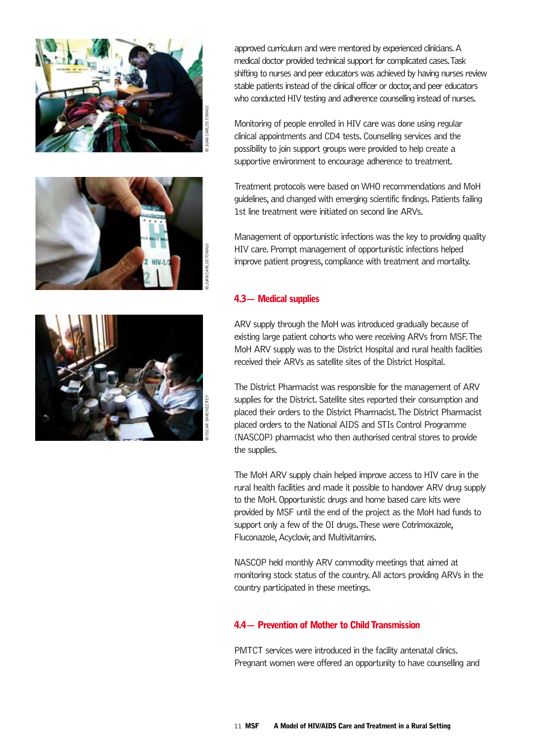approved curriculum and were mentored by experienced clinicians. A medical doctor provided technical support for complicated cases. Task shifting to nurses and peer educators was achieved by having nurses review stable patients instead of the clinical officer or doctor, and peer educators who conducted HIV testing and adherence counselling instead of nurses.

Monitoring of people enrolled in HIV care was done using regular clinical appointments and CD4 tests. Counselling services and the possibility to join support groups were provided to help create a supportive environment to encourage adherence to treatment.

Treatment protocols were based on WHO recommendations and MoH guidelines, and changed with emerging scientific findings. Patients failing 1st line treatment were initiated on second line ARVs.

Management of opportunistic infections was the key to providing quality HIV care. Prompt management of opportunistic infections helped improve patient progress, compliance with treatment and mortality.

## 4.3— Medical supplies

ARV supply through the MoH was introduced gradually because of existing large patient cohorts who were receiving ARVs from MSF. The MoH ARV supply was to the District Hospital and rural health facilities received their ARVs as satellite sites of the District Hospital.

The District Pharmacist was responsible for the management of ARV supplies for the District. Satellite sites reported their consumption and placed their orders to the District Pharmacist. The District Pharmacist placed orders to the National AIDS and STIs Control Programme (NASCOP) pharmacist who then authorised central stores to provide the supplies.

The MoH ARV supply chain helped improve access to HIV care in the rural health facilities and made it possible to handover ARV drug supply to the MoH. Opportunistic drugs and home based care kits were provided by MSF until the end of the project as the MoH had funds to support only a few of the OI drugs. These were Cotrimoxazole, Fluconazole, Acyclovir, and Multivitamins.

NASCOP held monthly ARV commodity meetings that aimed at monitoring stock status of the country. All actors providing ARVs in the country participated in these meetings.

## 4.4— Prevention of Mother to Child Transmission

PMTCT services were introduced in the facility antenatal clinics. Pregnant women were offered an opportunity to have counselling and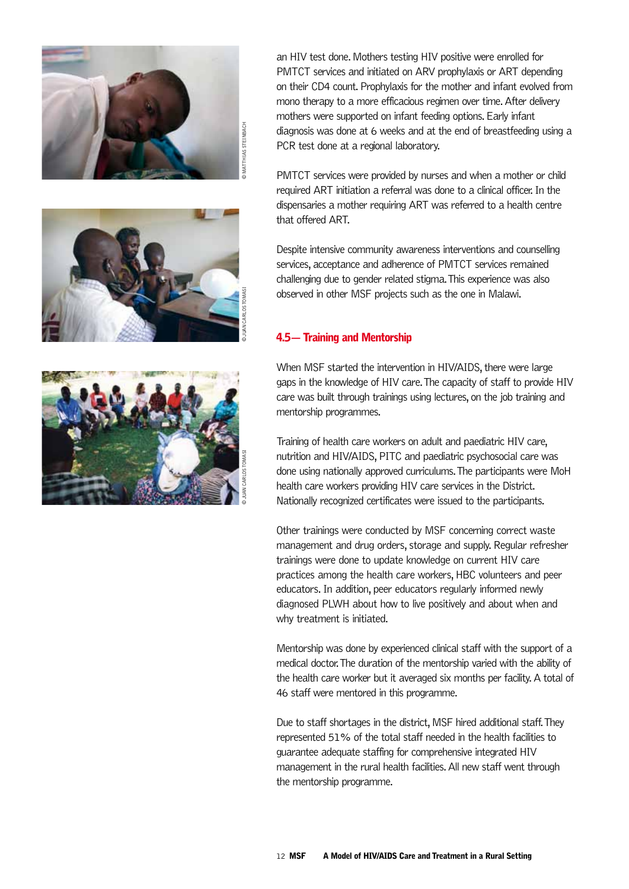an HIV test done. Mothers testing HIV positive were enrolled for PMTCT services and initiated on ARV prophylaxis or ART depending on their CD4 count. Prophylaxis for the mother and infant evolved from mono therapy to a more efficacious regimen over time. After delivery mothers were supported on infant feeding options. Early infant diagnosis was done at 6 weeks and at the end of breastfeeding using a PCR test done at a regional laboratory.

PMTCT services were provided by nurses and when a mother or child required ART initiation a referral was done to a clinical officer. In the dispensaries a mother requiring ART was referred to a health centre that offered ART.

Despite intensive community awareness interventions and counselling services, acceptance and adherence of PMTCT services remained challenging due to gender related stigma. This experience was also observed in other MSF projects such as the one in Malawi.

## 4.5— Training and Mentorship

When MSF started the intervention in HIV/AIDS, there were large gaps in the knowledge of HIV care. The capacity of staff to provide HIV care was built through trainings using lectures, on the job training and mentorship programmes.

Training of health care workers on adult and paediatric HIV care, nutrition and HIV/AIDS, PITC and paediatric psychosocial care was done using nationally approved curriculums. The participants were MoH health care workers providing HIV care services in the District. Nationally recognized certificates were issued to the participants.

Other trainings were conducted by MSF concerning correct waste management and drug orders, storage and supply. Regular refresher trainings were done to update knowledge on current HIV care practices among the health care workers, HBC volunteers and peer educators. In addition, peer educators regularly informed newly diagnosed PLWH about how to live positively and about when and why treatment is initiated.

Mentorship was done by experienced clinical staff with the support of a medical doctor. The duration of the mentorship varied with the ability of the health care worker but it averaged six months per facility. A total of 46 staff were mentored in this programme.

Due to staff shortages in the district, MSF hired additional staff. They represented 51% of the total staff needed in the health facilities to guarantee adequate staffing for comprehensive integrated HIV management in the rural health facilities. All new staff went through the mentorship programme.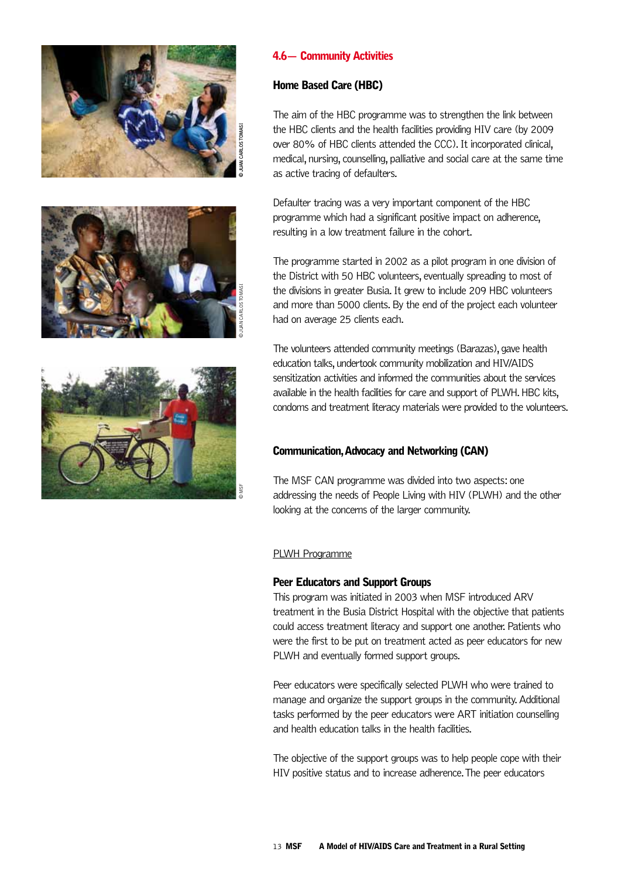## 4.6— Community Activities

### Home Based Care (HBC)

The aim of the HBC programme was to strengthen the link between the HBC clients and the health facilities providing HIV care (by 2009 over 80% of HBC clients attended the CCC). It incorporated clinical, medical, nursing, counselling, palliative and social care at the same time as active tracing of defaulters.

Defaulter tracing was a very important component of the HBC programme which had a significant positive impact on adherence, resulting in a low treatment failure in the cohort.

The programme started in 2002 as a pilot program in one division of the District with 50 HBC volunteers, eventually spreading to most of the divisions in greater Busia. It grew to include 209 HBC volunteers and more than 5000 clients. By the end of the project each volunteer had on average 25 clients each.

The volunteers attended community meetings (Barazas), gave health education talks, undertook community mobilization and HIV/AIDS sensitization activities and informed the communities about the services available in the health facilities for care and support of PLWH. HBC kits, condoms and treatment literacy materials were provided to the volunteers.

### Communication, Advocacy and Networking (CAN)

The MSF CAN programme was divided into two aspects: one addressing the needs of People Living with HIV (PLWH) and the other looking at the concerns of the larger community.

PLWH Programme

**Peer Educators and Support Groups**

This program was initiated in 2003 when MSF introduced ARV treatment in the Busia District Hospital with the objective that patients could access treatment literacy and support one another. Patients who were the first to be put on treatment acted as peer educators for new PLWH and eventually formed support groups.

Peer educators were specifically selected PLWH who were trained to manage and organize the support groups in the community. Additional tasks performed by the peer educators were ART initiation counselling and health education talks in the health facilities.

The objective of the support groups was to help people cope with their HIV positive status and to increase adherence. The peer educators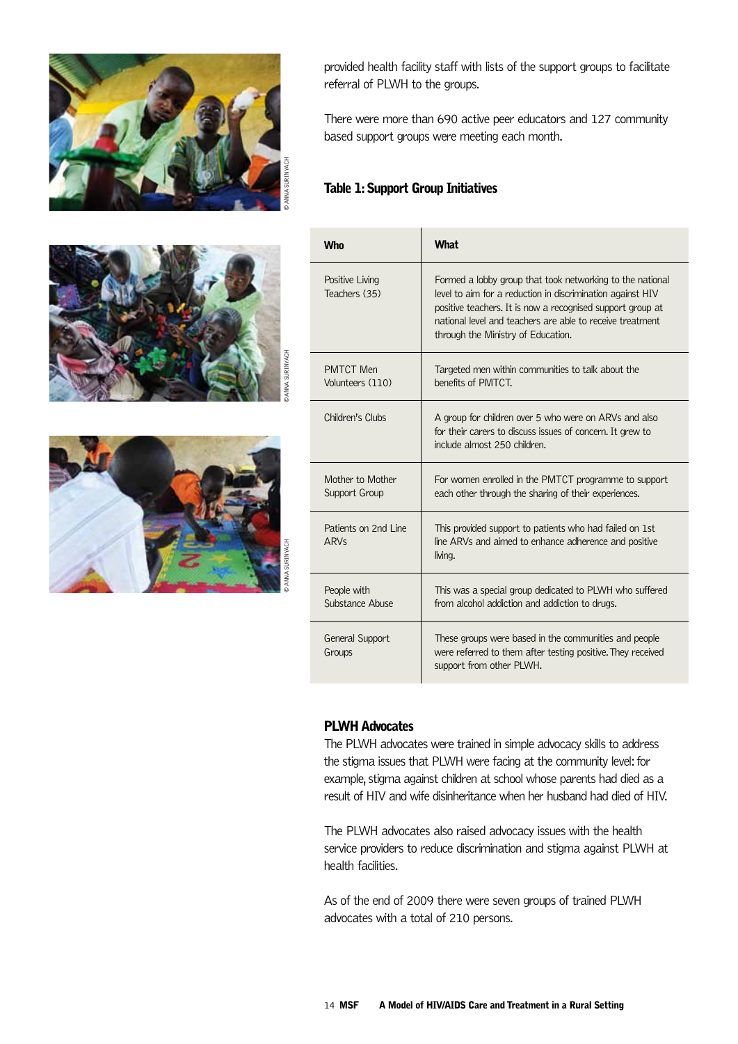provided health facility staff with lists of the support groups to facilitate referral of PLWH to the groups.

There were more than 690 active peer educators and 127 community based support groups were meeting each month.

**Table 1: Support Group Initiatives**

| Who | What |
|---|---|
| Positive Living Teachers (35) | Formed a lobby group that took networking to the national level to aim for a reduction in discrimination against HIV positive teachers. It is now a recognised support group at national level and teachers are able to receive treatment through the Ministry of Education. |
| PMTCT Men Volunteers (110) | Targeted men within communities to talk about the benefits of PMTCT. |
| Children's Clubs | A group for children over 5 who were on ARVs and also for their carers to discuss issues of concern. It grew to include almost 250 children. |
| Mother to Mother Support Group | For women enrolled in the PMTCT programme to support each other through the sharing of their experiences. |
| Patients on 2nd Line ARVs | This provided support to patients who had failed on 1st line ARVs and aimed to enhance adherence and positive living. |
| People with Substance Abuse | This was a special group dedicated to PLWH who suffered from alcohol addiction and addiction to drugs. |
| General Support Groups | These groups were based in the communities and people were referred to them after testing positive. They received support from other PLWH. |

## PLWH Advocates

The PLWH advocates were trained in simple advocacy skills to address the stigma issues that PLWH were facing at the community level: for example, stigma against children at school whose parents had died as a result of HIV and wife disinheritance when her husband had died of HIV.

The PLWH advocates also raised advocacy issues with the health service providers to reduce discrimination and stigma against PLWH at health facilities.

As of the end of 2009 there were seven groups of trained PLWH advocates with a total of 210 persons.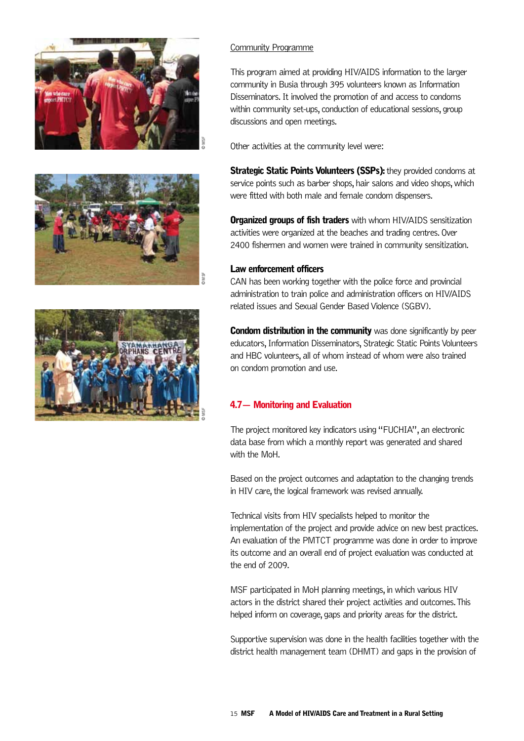Community Programme

This program aimed at providing HIV/AIDS information to the larger community in Busia through 395 volunteers known as Information Disseminators. It involved the promotion of and access to condoms within community set-ups, conduction of educational sessions, group discussions and open meetings.

Other activities at the community level were:

**Strategic Static Points Volunteers (SSPs):** they provided condoms at service points such as barber shops, hair salons and video shops, which were fitted with both male and female condom dispensers.

**Organized groups of fish traders** with whom HIV/AIDS sensitization activities were organized at the beaches and trading centres. Over 2400 fishermen and women were trained in community sensitization.

**Law enforcement officers**
CAN has been working together with the police force and provincial administration to train police and administration officers on HIV/AIDS related issues and Sexual Gender Based Violence (SGBV).

**Condom distribution in the community** was done significantly by peer educators, Information Disseminators, Strategic Static Points Volunteers and HBC volunteers, all of whom instead of whom were also trained on condom promotion and use.

## 4.7— Monitoring and Evaluation

The project monitored key indicators using "FUCHIA", an electronic data base from which a monthly report was generated and shared with the MoH.

Based on the project outcomes and adaptation to the changing trends in HIV care, the logical framework was revised annually.

Technical visits from HIV specialists helped to monitor the implementation of the project and provide advice on new best practices. An evaluation of the PMTCT programme was done in order to improve its outcome and an overall end of project evaluation was conducted at the end of 2009.

MSF participated in MoH planning meetings, in which various HIV actors in the district shared their project activities and outcomes. This helped inform on coverage, gaps and priority areas for the district.

Supportive supervision was done in the health facilities together with the district health management team (DHMT) and gaps in the provision of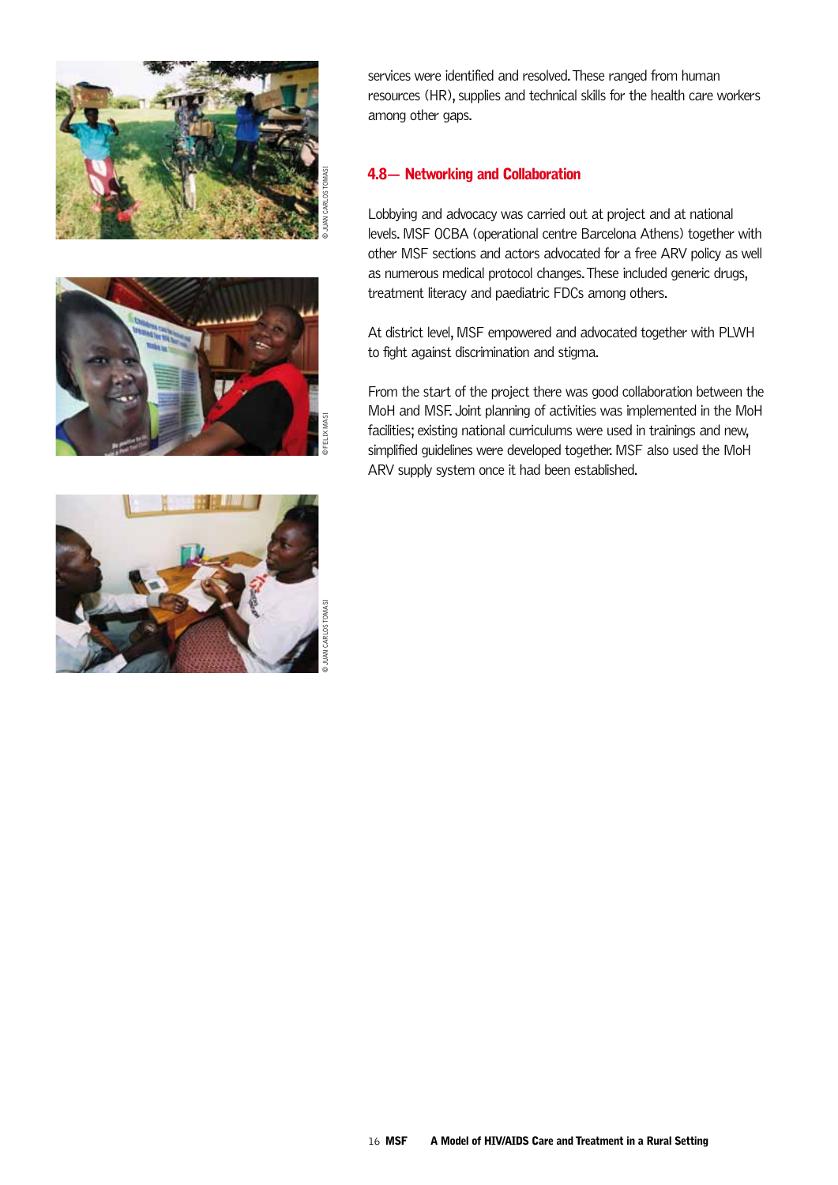services were identified and resolved. These ranged from human resources (HR), supplies and technical skills for the health care workers among other gaps.

## 4.8— Networking and Collaboration

Lobbying and advocacy was carried out at project and at national levels. MSF OCBA (operational centre Barcelona Athens) together with other MSF sections and actors advocated for a free ARV policy as well as numerous medical protocol changes. These included generic drugs, treatment literacy and paediatric FDCs among others.

At district level, MSF empowered and advocated together with PLWH to fight against discrimination and stigma.

From the start of the project there was good collaboration between the MoH and MSF. Joint planning of activities was implemented in the MoH facilities; existing national curriculums were used in trainings and new, simplified guidelines were developed together. MSF also used the MoH ARV supply system once it had been established.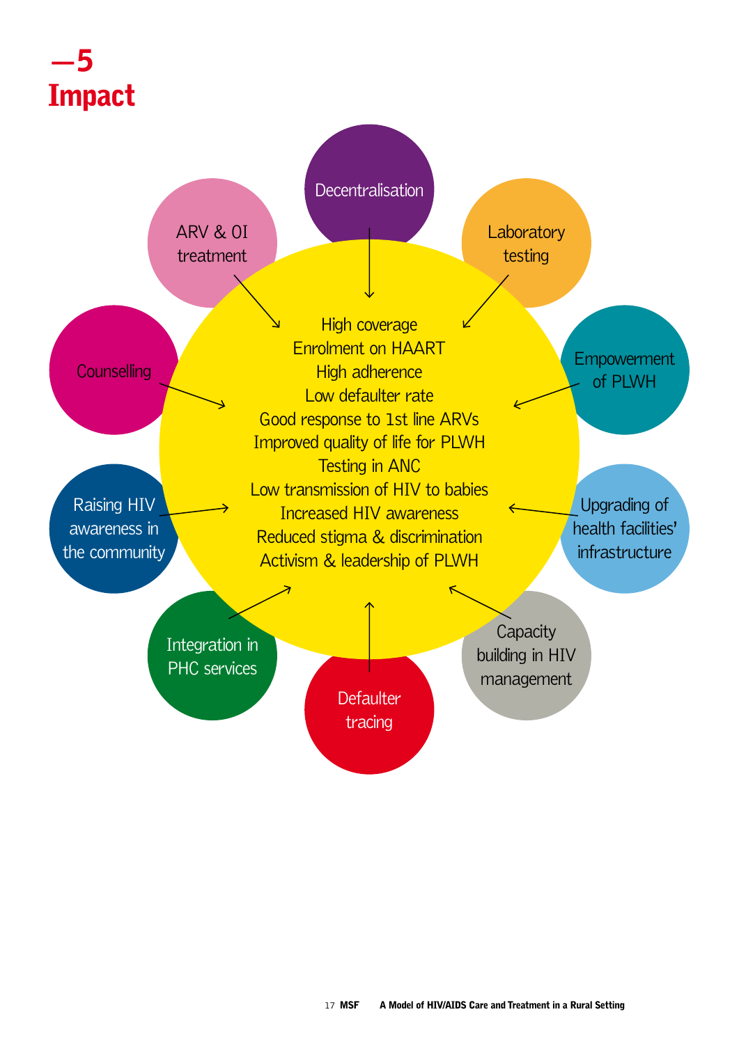# —5 Impact

- Decentralisation
- Laboratory testing
- Empowerment of PLWH
- Upgrading of health facilities' infrastructure
- Capacity building in HIV management
- Defaulter tracing
- Integration in PHC services
- Raising HIV awareness in the community
- Counselling
- ARV & OI treatment

High coverage
Enrolment on HAART
High adherence
Low defaulter rate
Good response to 1st line ARVs
Improved quality of life for PLWH
Testing in ANC
Low transmission of HIV to babies
Increased HIV awareness
Reduced stigma & discrimination
Activism & leadership of PLWH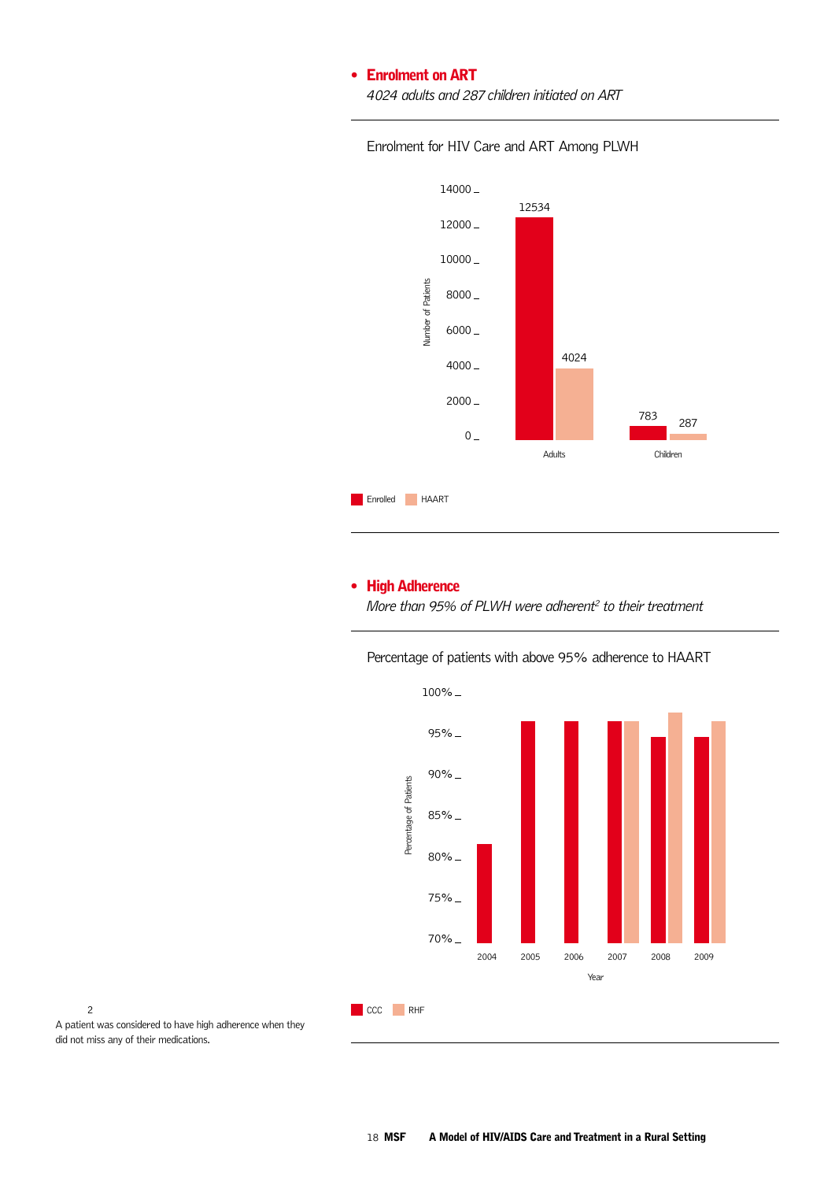- **Enrolment on ART**

  *4024 adults and 287 children initiated on ART*

Enrolment for HIV Care and ART Among PLWH

| | Enrolled | HAART |
|---|---|---|
| Adults | 12534 | 4024 |
| Children | 783 | 287 |

- **High Adherence**

  *More than 95% of PLWH were adherent[2] to their treatment*

Percentage of patients with above 95% adherence to HAART

Percentage of Patients by Year: 2004, 2005, 2006, 2007, 2008, 2009

CCC | RHF

[2] A patient was considered to have high adherence when they did not miss any of their medications.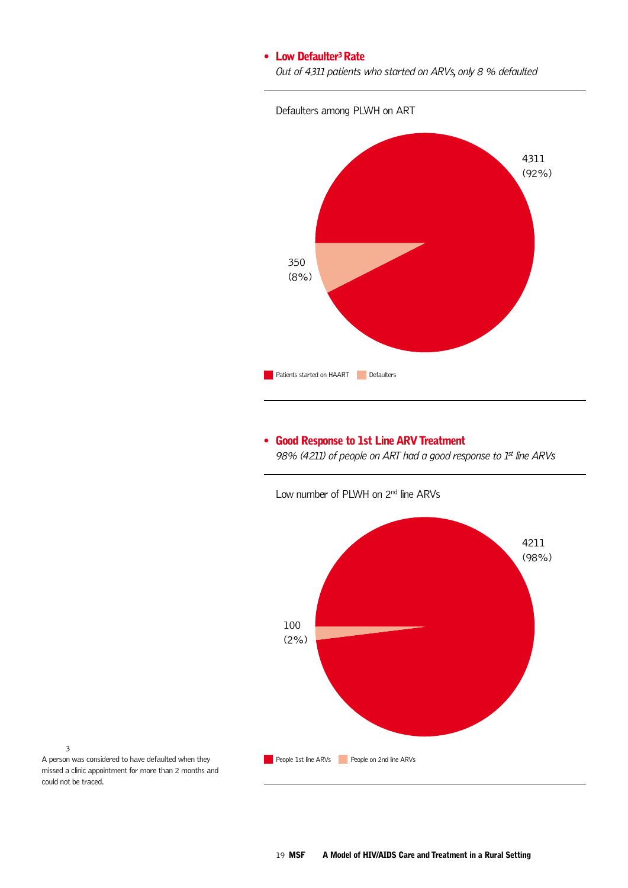- **Low Defaulter[3] Rate**

  *Out of 4311 patients who started on ARVs, only 8 % defaulted*

Defaulters among PLWH on ART

4311 (92%)

350 (8%)

Patients started on HAART | Defaulters

- **Good Response to 1st Line ARV Treatment**

  *98% (4211) of people on ART had a good response to 1st line ARVs*

Low number of PLWH on 2nd line ARVs

4211 (98%)

100 (2%)

People 1st line ARVs | People on 2nd line ARVs

[3] A person was considered to have defaulted when they missed a clinic appointment for more than 2 months and could not be traced.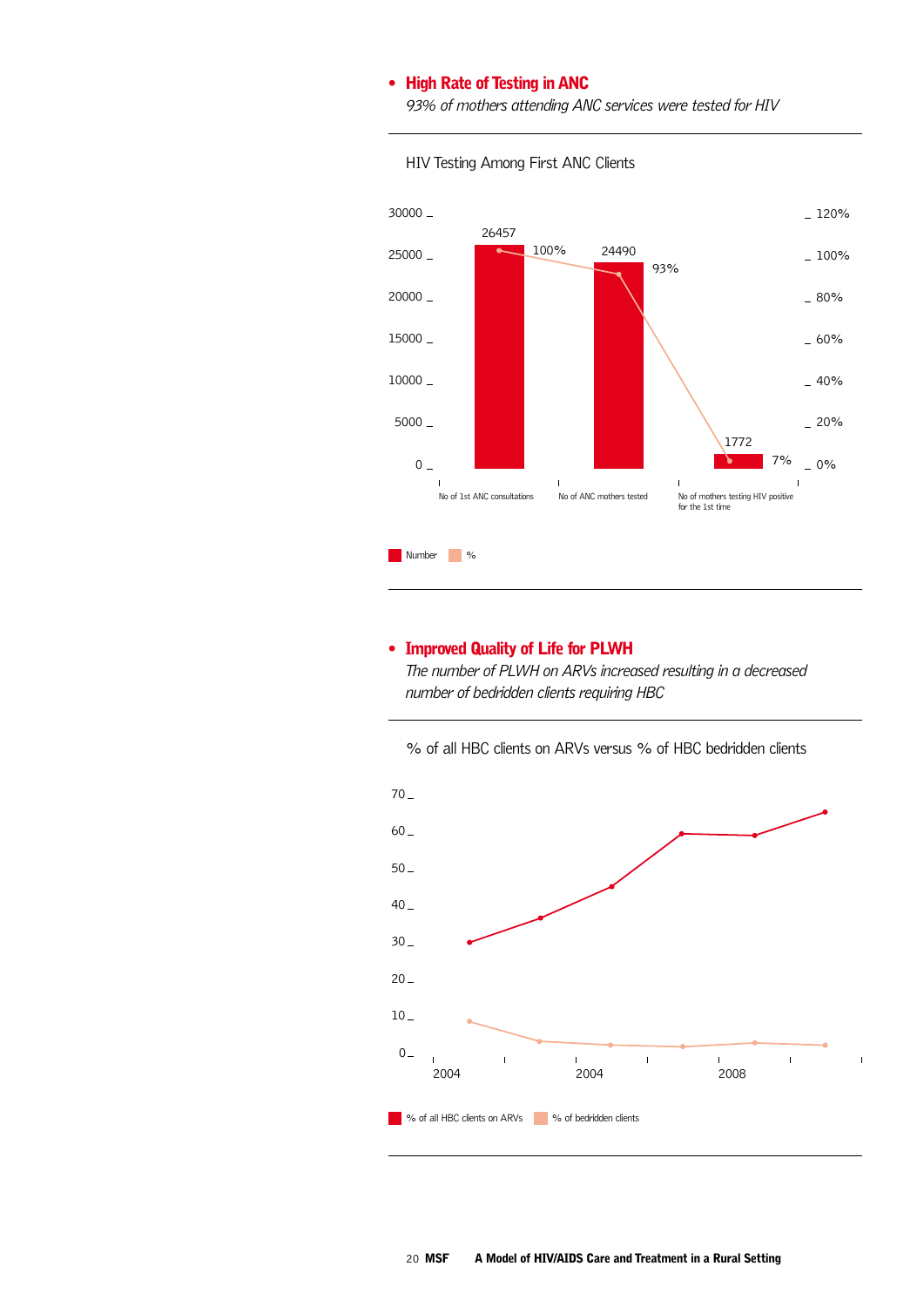- **High Rate of Testing in ANC**

  *93% of mothers attending ANC services were tested for HIV*

HIV Testing Among First ANC Clients

| | Number | % |
|---|---|---|
| No of 1st ANC consultations | 26457 | 100% |
| No of ANC mothers tested | 24490 | 93% |
| No of mothers testing HIV positive for the 1st time | 1772 | 7% |

Number  %

- **Improved Quality of Life for PLWH**

  *The number of PLWH on ARVs increased resulting in a decreased number of bedridden clients requiring HBC*

% of all HBC clients on ARVs versus % of HBC bedridden clients

% of all HBC clients on ARVs  % of bedridden clients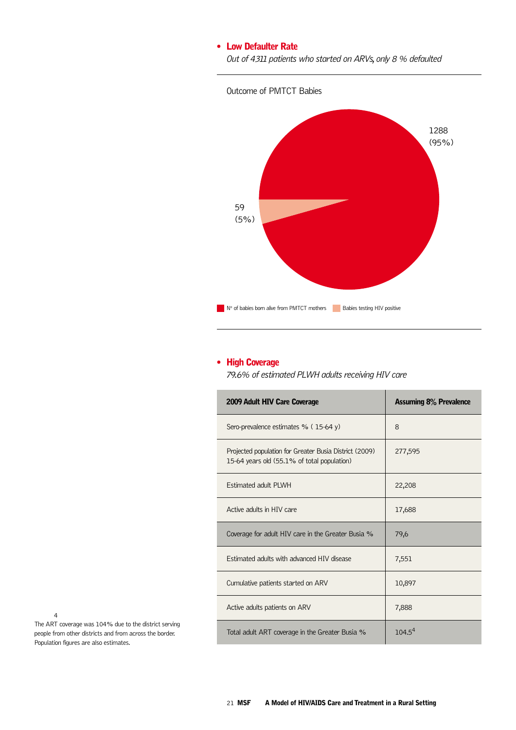- **Low Defaulter Rate**

  *Out of 4311 patients who started on ARVs, only 8 % defaulted*

Outcome of PMTCT Babies

1288 (95%)

59 (5%)

N° of babies born alive from PMTCT mothers | Babies testing HIV positive

- **High Coverage**

  *79.6% of estimated PLWH adults receiving HIV care*

| 2009 Adult HIV Care Coverage | Assuming 8% Prevalence |
|---|---|
| Sero-prevalence estimates % ( 15-64 y) | 8 |
| Projected population for Greater Busia District (2009) 15-64 years old (55.1% of total population) | 277,595 |
| Estimated adult PLWH | 22,208 |
| Active adults in HIV care | 17,688 |
| Coverage for adult HIV care in the Greater Busia % | 79,6 |
| Estimated adults with advanced HIV disease | 7,551 |
| Cumulative patients started on ARV | 10,897 |
| Active adults patients on ARV | 7,888 |
| Total adult ART coverage in the Greater Busia % | 104.5[4] |

[4] The ART coverage was 104% due to the district serving people from other districts and from across the border. Population figures are also estimates.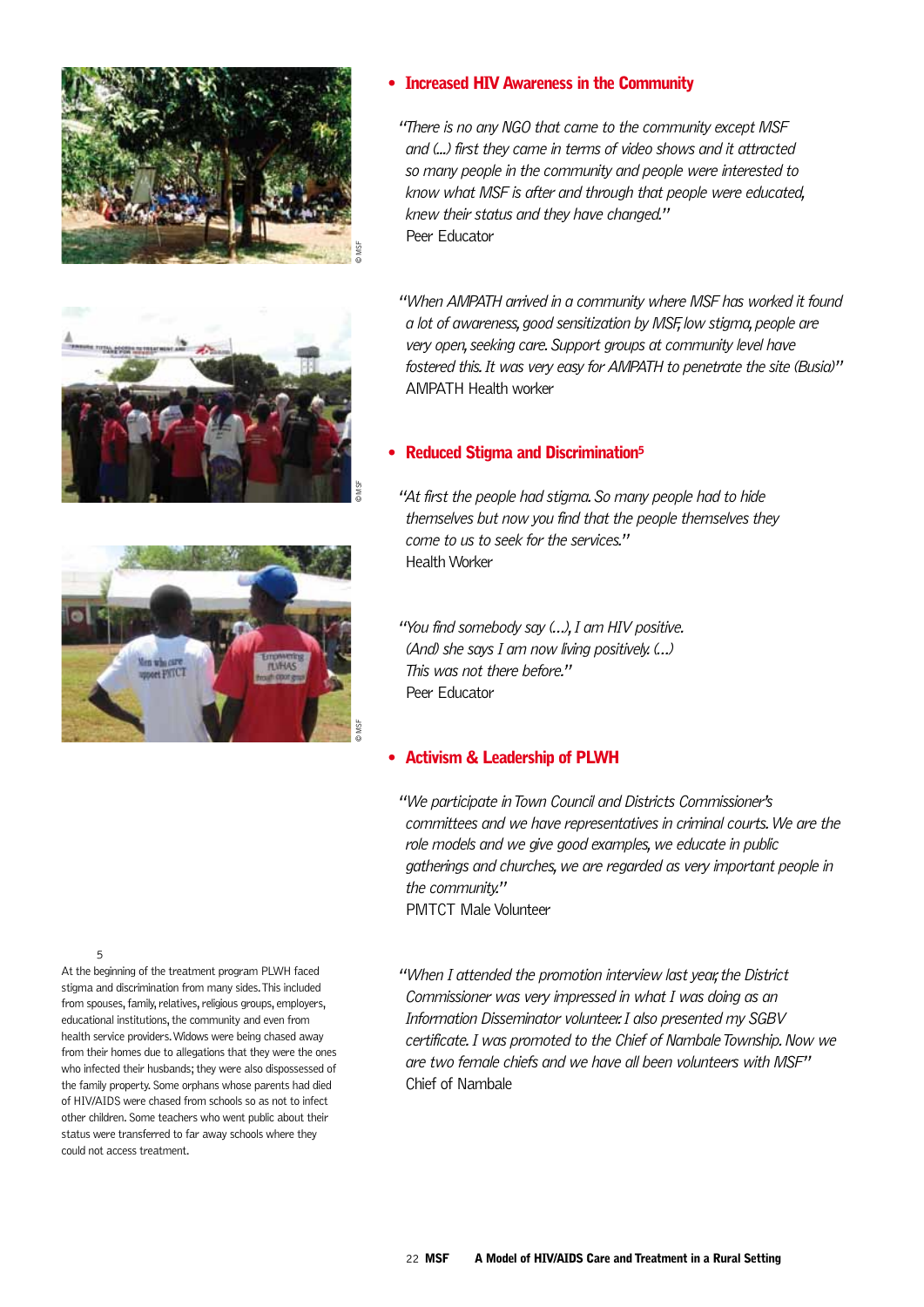- **Increased HIV Awareness in the Community**

*"There is no any NGO that came to the community except MSF and (...) first they came in terms of video shows and it attracted so many people in the community and people were interested to know what MSF is after and through that people were educated, knew their status and they have changed."*
Peer Educator

*"When AMPATH arrived in a community where MSF has worked it found a lot of awareness, good sensitization by MSF, low stigma, people are very open, seeking care. Support groups at community level have fostered this. It was very easy for AMPATH to penetrate the site (Busia)"*
AMPATH Health worker

- **Reduced Stigma and Discrimination[5]**

*"At first the people had stigma. So many people had to hide themselves but now you find that the people themselves they come to us to seek for the services."*
Health Worker

*"You find somebody say (...), I am HIV positive. (And) she says I am now living positively. (...) This was not there before."*
Peer Educator

- **Activism & Leadership of PLWH**

*"We participate in Town Council and Districts Commissioner's committees and we have representatives in criminal courts. We are the role models and we give good examples, we educate in public gatherings and churches, we are regarded as very important people in the community."*
PMTCT Male Volunteer

*"When I attended the promotion interview last year, the District Commissioner was very impressed in what I was doing as an Information Disseminator volunteer. I also presented my SGBV certificate. I was promoted to the Chief of Nambale Township. Now we are two female chiefs and we have all been volunteers with MSF"*
Chief of Nambale

[5] At the beginning of the treatment program PLWH faced stigma and discrimination from many sides. This included from spouses, family, relatives, religious groups, employers, educational institutions, the community and even from health service providers. Widows were being chased away from their homes due to allegations that they were the ones who infected their husbands; they were also dispossessed of the family property. Some orphans whose parents had died of HIV/AIDS were chased from schools so as not to infect other children. Some teachers who went public about their status were transferred to far away schools where they could not access treatment.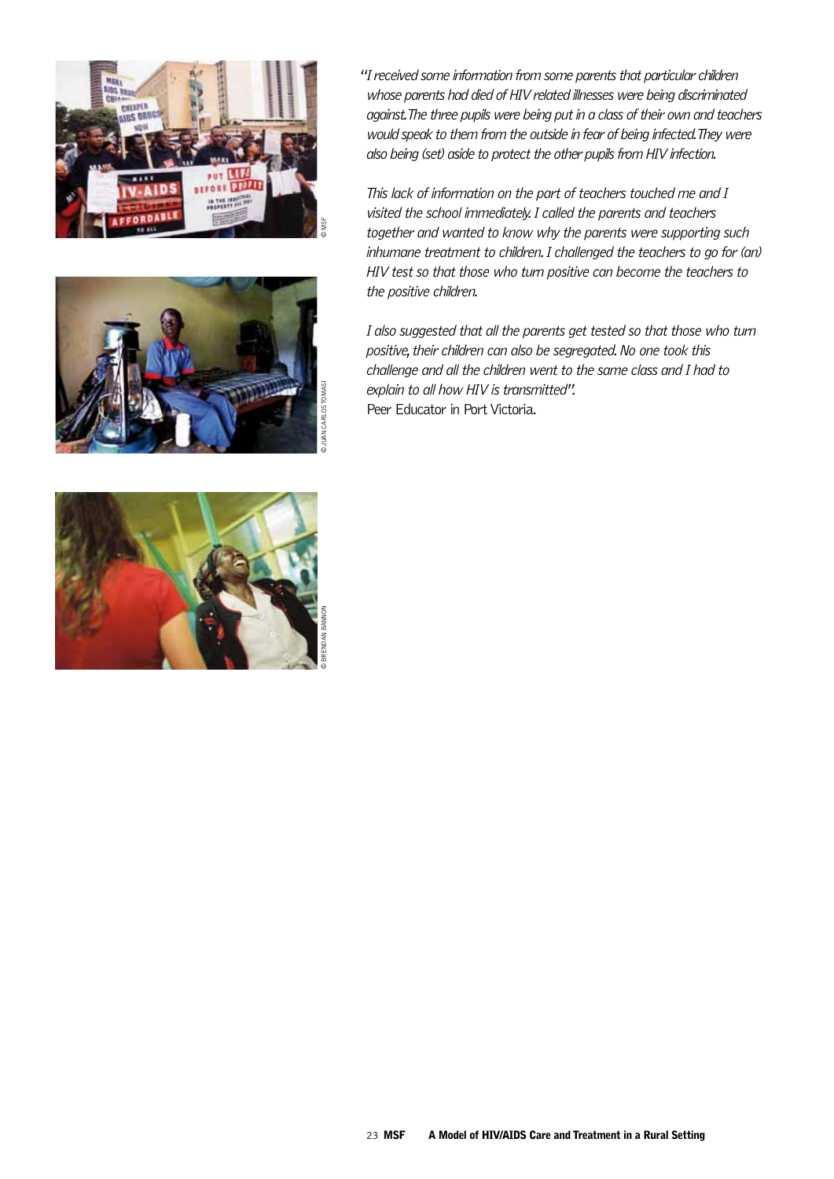*"I received some information from some parents that particular children whose parents had died of HIV related illnesses were being discriminated against. The three pupils were being put in a class of their own and teachers would speak to them from the outside in fear of being infected. They were also being (set) aside to protect the other pupils from HIV infection.*

*This lack of information on the part of teachers touched me and I visited the school immediately. I called the parents and teachers together and wanted to know why the parents were supporting such inhumane treatment to children. I challenged the teachers to go for (an) HIV test so that those who turn positive can become the teachers to the positive children.*

*I also suggested that all the parents get tested so that those who turn positive, their children can also be segregated. No one took this challenge and all the children went to the same class and I had to explain to all how HIV is transmitted".*
Peer Educator in Port Victoria.

© MSF

© JUAN CARLOS TOMASI

© BRENDAN BANNON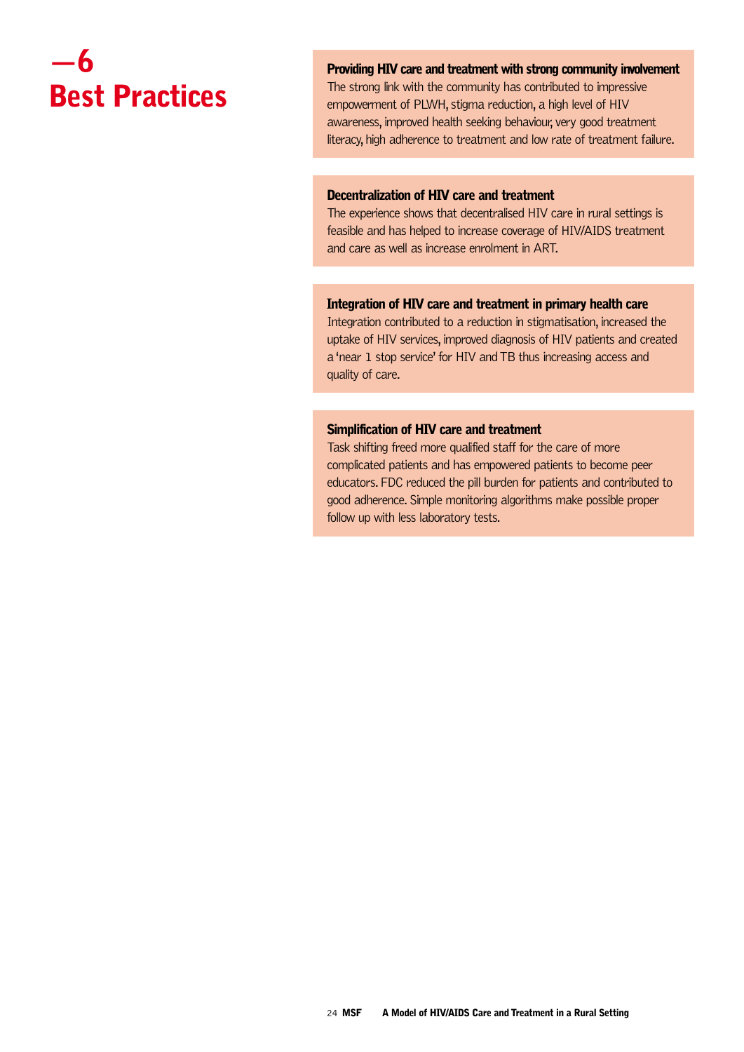# —6 Best Practices

### Providing HIV care and treatment with strong community involvement

The strong link with the community has contributed to impressive empowerment of PLWH, stigma reduction, a high level of HIV awareness, improved health seeking behaviour, very good treatment literacy, high adherence to treatment and low rate of treatment failure.

### Decentralization of HIV care and treatment

The experience shows that decentralised HIV care in rural settings is feasible and has helped to increase coverage of HIV/AIDS treatment and care as well as increase enrolment in ART.

### Integration of HIV care and treatment in primary health care

Integration contributed to a reduction in stigmatisation, increased the uptake of HIV services, improved diagnosis of HIV patients and created a 'near 1 stop service' for HIV and TB thus increasing access and quality of care.

### Simplification of HIV care and treatment

Task shifting freed more qualified staff for the care of more complicated patients and has empowered patients to become peer educators. FDC reduced the pill burden for patients and contributed to good adherence. Simple monitoring algorithms make possible proper follow up with less laboratory tests.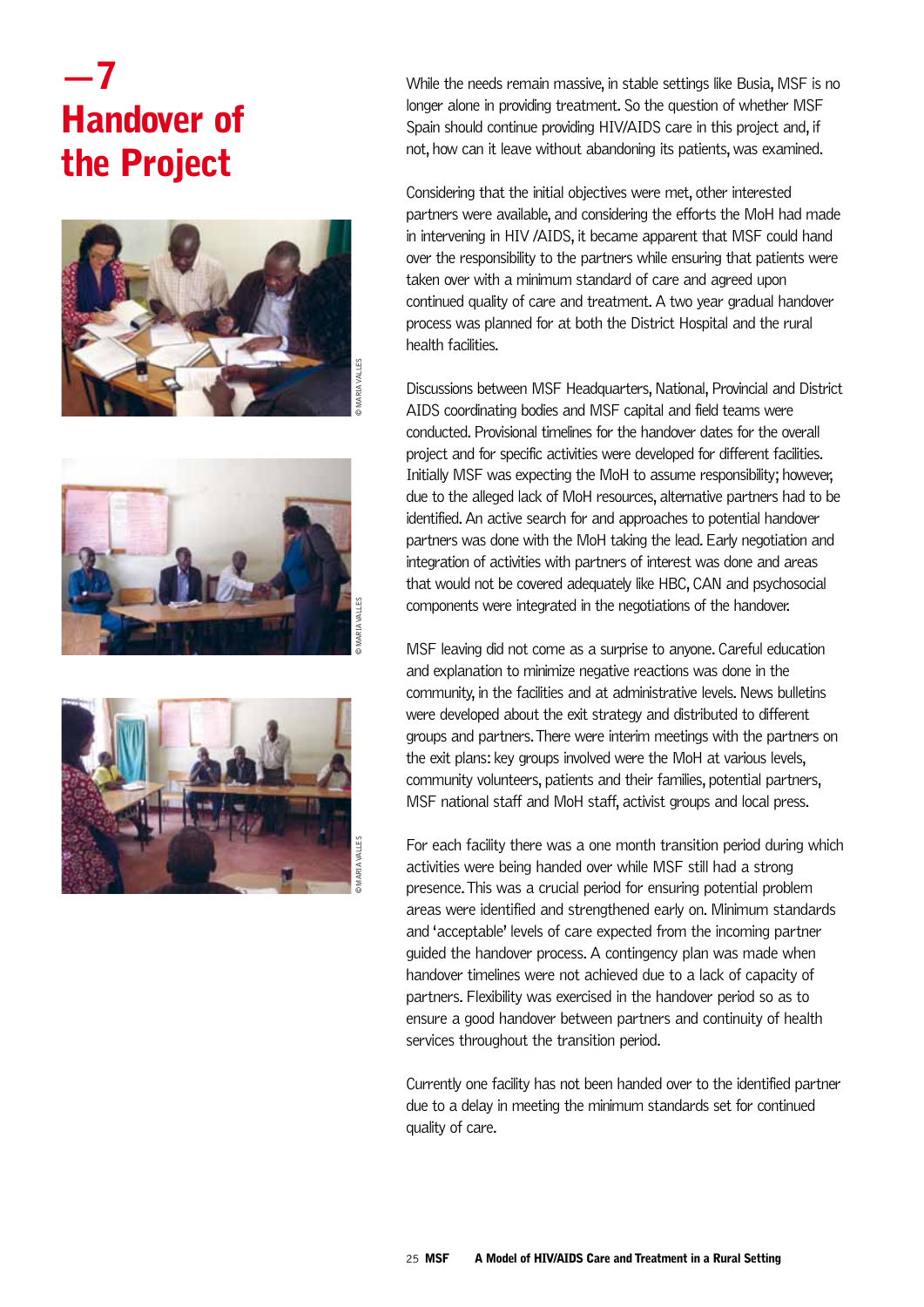# —7 Handover of the Project

While the needs remain massive, in stable settings like Busia, MSF is no longer alone in providing treatment. So the question of whether MSF Spain should continue providing HIV/AIDS care in this project and, if not, how can it leave without abandoning its patients, was examined.

Considering that the initial objectives were met, other interested partners were available, and considering the efforts the MoH had made in intervening in HIV /AIDS, it became apparent that MSF could hand over the responsibility to the partners while ensuring that patients were taken over with a minimum standard of care and agreed upon continued quality of care and treatment. A two year gradual handover process was planned for at both the District Hospital and the rural health facilities.

Discussions between MSF Headquarters, National, Provincial and District AIDS coordinating bodies and MSF capital and field teams were conducted. Provisional timelines for the handover dates for the overall project and for specific activities were developed for different facilities. Initially MSF was expecting the MoH to assume responsibility; however, due to the alleged lack of MoH resources, alternative partners had to be identified. An active search for and approaches to potential handover partners was done with the MoH taking the lead. Early negotiation and integration of activities with partners of interest was done and areas that would not be covered adequately like HBC, CAN and psychosocial components were integrated in the negotiations of the handover.

MSF leaving did not come as a surprise to anyone. Careful education and explanation to minimize negative reactions was done in the community, in the facilities and at administrative levels. News bulletins were developed about the exit strategy and distributed to different groups and partners. There were interim meetings with the partners on the exit plans: key groups involved were the MoH at various levels, community volunteers, patients and their families, potential partners, MSF national staff and MoH staff, activist groups and local press.

For each facility there was a one month transition period during which activities were being handed over while MSF still had a strong presence. This was a crucial period for ensuring potential problem areas were identified and strengthened early on. Minimum standards and 'acceptable' levels of care expected from the incoming partner guided the handover process. A contingency plan was made when handover timelines were not achieved due to a lack of capacity of partners. Flexibility was exercised in the handover period so as to ensure a good handover between partners and continuity of health services throughout the transition period.

Currently one facility has not been handed over to the identified partner due to a delay in meeting the minimum standards set for continued quality of care.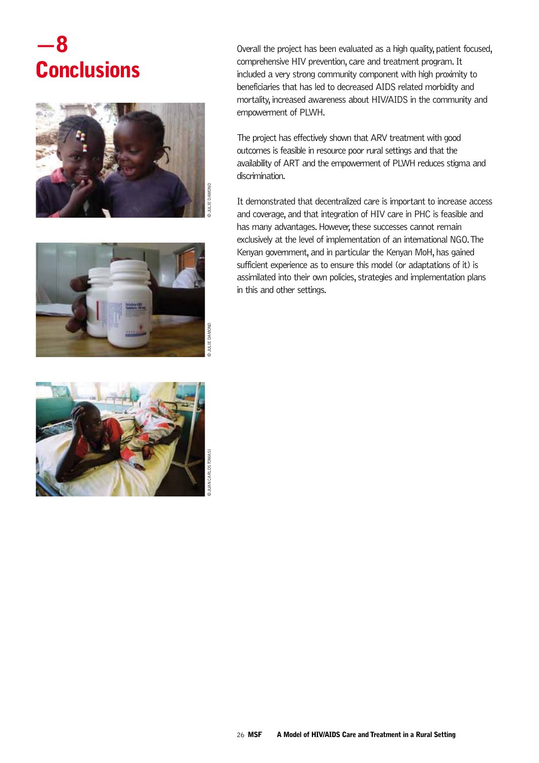# —8 Conclusions

Overall the project has been evaluated as a high quality, patient focused, comprehensive HIV prevention, care and treatment program. It included a very strong community component with high proximity to beneficiaries that has led to decreased AIDS related morbidity and mortality, increased awareness about HIV/AIDS in the community and empowerment of PLWH.

The project has effectively shown that ARV treatment with good outcomes is feasible in resource poor rural settings and that the availability of ART and the empowerment of PLWH reduces stigma and discrimination.

It demonstrated that decentralized care is important to increase access and coverage, and that integration of HIV care in PHC is feasible and has many advantages. However, these successes cannot remain exclusively at the level of implementation of an international NGO. The Kenyan government, and in particular the Kenyan MoH, has gained sufficient experience as to ensure this model (or adaptations of it) is assimilated into their own policies, strategies and implementation plans in this and other settings.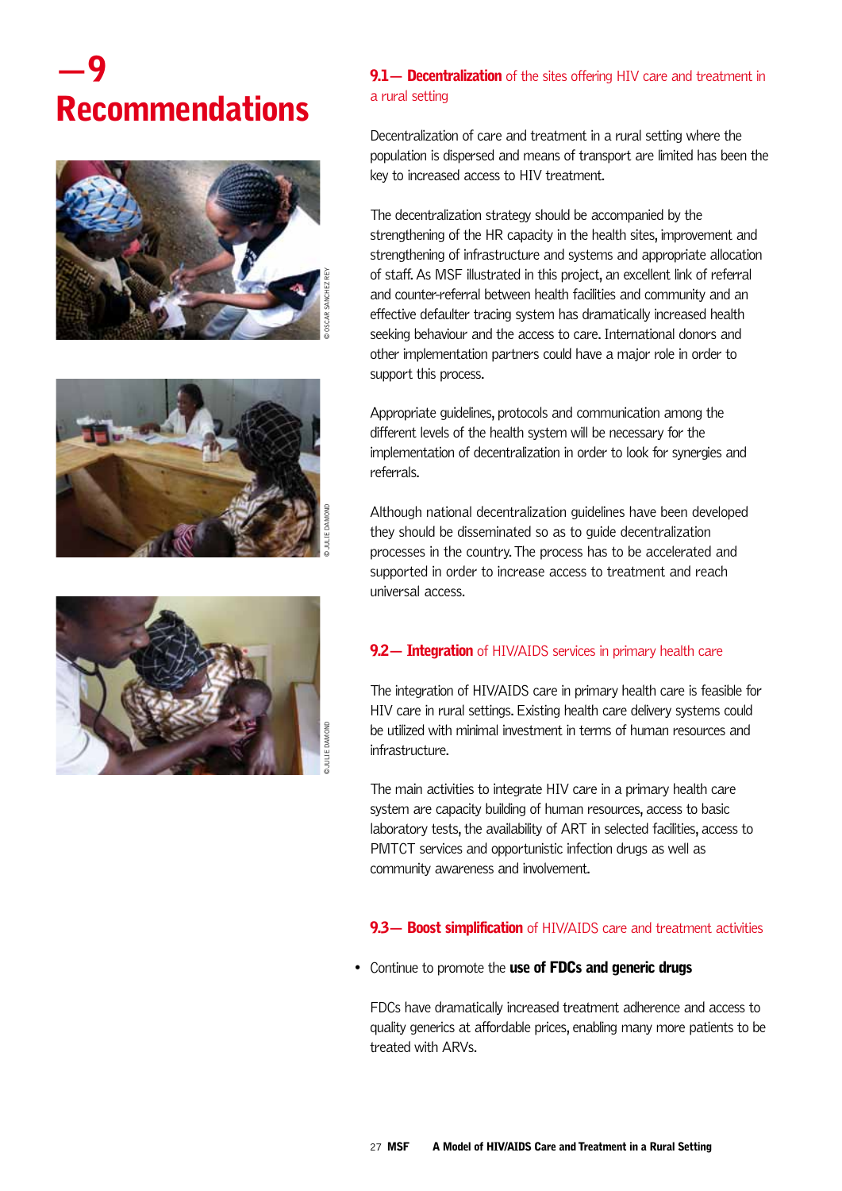# —9 Recommendations

© OSCAR SANCHEZ REY

© JULIE DAMOND

© JULIE DAMOND

## 9.1— **Decentralization** of the sites offering HIV care and treatment in a rural setting

Decentralization of care and treatment in a rural setting where the population is dispersed and means of transport are limited has been the key to increased access to HIV treatment.

The decentralization strategy should be accompanied by the strengthening of the HR capacity in the health sites, improvement and strengthening of infrastructure and systems and appropriate allocation of staff. As MSF illustrated in this project, an excellent link of referral and counter-referral between health facilities and community and an effective defaulter tracing system has dramatically increased health seeking behaviour and the access to care. International donors and other implementation partners could have a major role in order to support this process.

Appropriate guidelines, protocols and communication among the different levels of the health system will be necessary for the implementation of decentralization in order to look for synergies and referrals.

Although national decentralization guidelines have been developed they should be disseminated so as to guide decentralization processes in the country. The process has to be accelerated and supported in order to increase access to treatment and reach universal access.

## 9.2— **Integration** of HIV/AIDS services in primary health care

The integration of HIV/AIDS care in primary health care is feasible for HIV care in rural settings. Existing health care delivery systems could be utilized with minimal investment in terms of human resources and infrastructure.

The main activities to integrate HIV care in a primary health care system are capacity building of human resources, access to basic laboratory tests, the availability of ART in selected facilities, access to PMTCT services and opportunistic infection drugs as well as community awareness and involvement.

## 9.3— **Boost simplification** of HIV/AIDS care and treatment activities

- Continue to promote the **use of FDCs and generic drugs**

  FDCs have dramatically increased treatment adherence and access to quality generics at affordable prices, enabling many more patients to be treated with ARVs.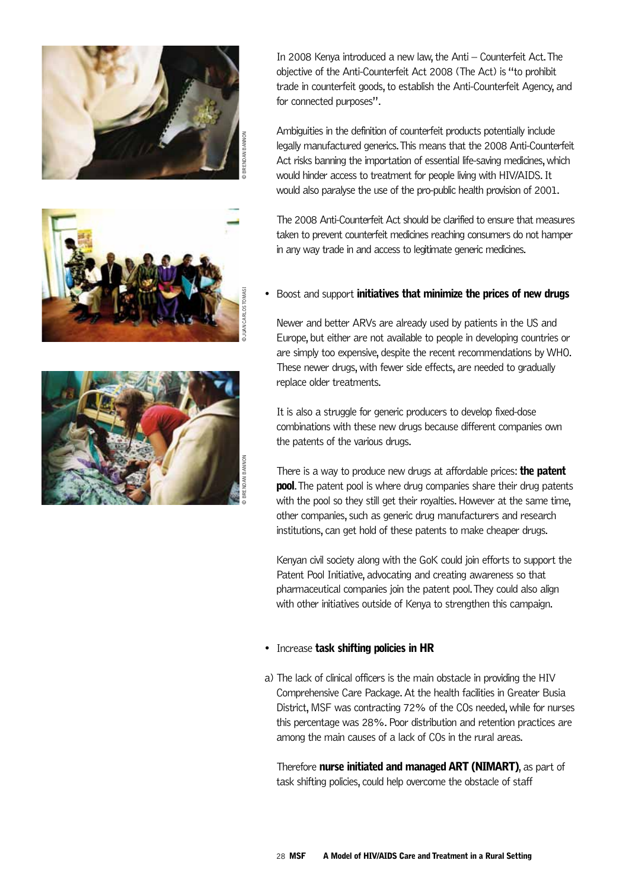In 2008 Kenya introduced a new law, the Anti – Counterfeit Act. The objective of the Anti-Counterfeit Act 2008 (The Act) is "to prohibit trade in counterfeit goods, to establish the Anti-Counterfeit Agency, and for connected purposes".

Ambiguities in the definition of counterfeit products potentially include legally manufactured generics. This means that the 2008 Anti-Counterfeit Act risks banning the importation of essential life-saving medicines, which would hinder access to treatment for people living with HIV/AIDS. It would also paralyse the use of the pro-public health provision of 2001.

The 2008 Anti-Counterfeit Act should be clarified to ensure that measures taken to prevent counterfeit medicines reaching consumers do not hamper in any way trade in and access to legitimate generic medicines.

- Boost and support **initiatives that minimize the prices of new drugs**

Newer and better ARVs are already used by patients in the US and Europe, but either are not available to people in developing countries or are simply too expensive, despite the recent recommendations by WHO. These newer drugs, with fewer side effects, are needed to gradually replace older treatments.

It is also a struggle for generic producers to develop fixed-dose combinations with these new drugs because different companies own the patents of the various drugs.

There is a way to produce new drugs at affordable prices: **the patent pool**. The patent pool is where drug companies share their drug patents with the pool so they still get their royalties. However at the same time, other companies, such as generic drug manufacturers and research institutions, can get hold of these patents to make cheaper drugs.

Kenyan civil society along with the GoK could join efforts to support the Patent Pool Initiative, advocating and creating awareness so that pharmaceutical companies join the patent pool. They could also align with other initiatives outside of Kenya to strengthen this campaign.

- Increase **task shifting policies in HR**

a) The lack of clinical officers is the main obstacle in providing the HIV Comprehensive Care Package. At the health facilities in Greater Busia District, MSF was contracting 72% of the COs needed, while for nurses this percentage was 28%. Poor distribution and retention practices are among the main causes of a lack of COs in the rural areas.

Therefore **nurse initiated and managed ART (NIMART)**, as part of task shifting policies, could help overcome the obstacle of staff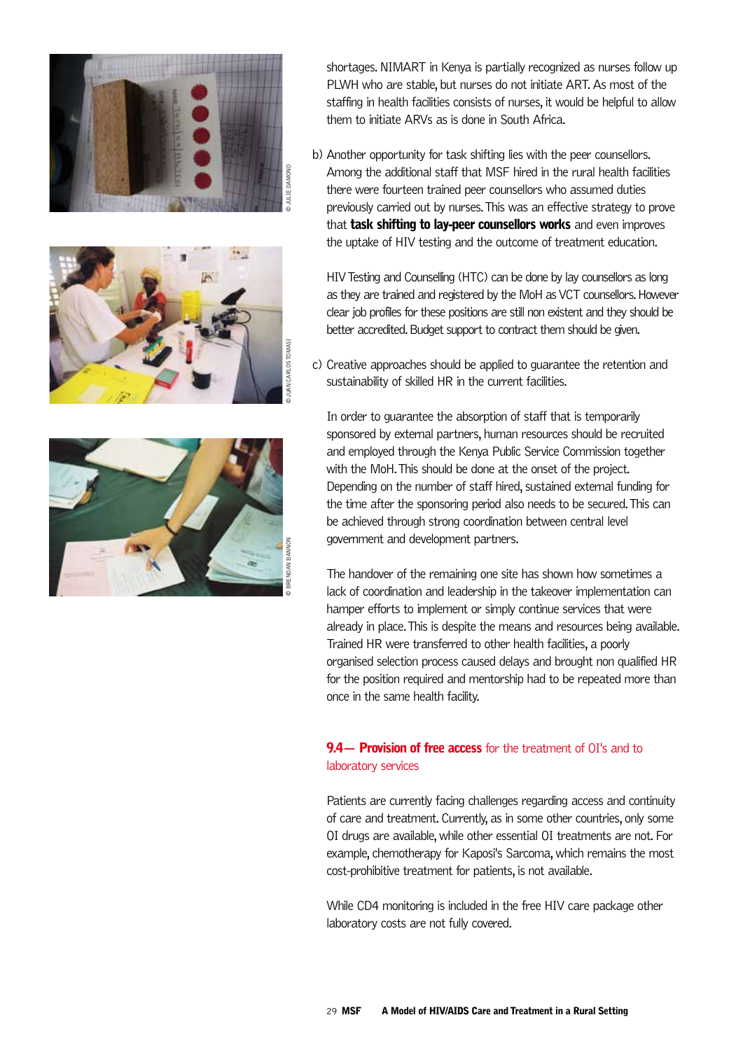shortages. NIMART in Kenya is partially recognized as nurses follow up PLWH who are stable, but nurses do not initiate ART. As most of the staffing in health facilities consists of nurses, it would be helpful to allow them to initiate ARVs as is done in South Africa.

b) Another opportunity for task shifting lies with the peer counsellors. Among the additional staff that MSF hired in the rural health facilities there were fourteen trained peer counsellors who assumed duties previously carried out by nurses. This was an effective strategy to prove that **task shifting to lay-peer counsellors works** and even improves the uptake of HIV testing and the outcome of treatment education.

   HIV Testing and Counselling (HTC) can be done by lay counsellors as long as they are trained and registered by the MoH as VCT counsellors. However clear job profiles for these positions are still non existent and they should be better accredited. Budget support to contract them should be given.

c) Creative approaches should be applied to guarantee the retention and sustainability of skilled HR in the current facilities.

   In order to guarantee the absorption of staff that is temporarily sponsored by external partners, human resources should be recruited and employed through the Kenya Public Service Commission together with the MoH. This should be done at the onset of the project. Depending on the number of staff hired, sustained external funding for the time after the sponsoring period also needs to be secured. This can be achieved through strong coordination between central level government and development partners.

   The handover of the remaining one site has shown how sometimes a lack of coordination and leadership in the takeover implementation can hamper efforts to implement or simply continue services that were already in place. This is despite the means and resources being available. Trained HR were transferred to other health facilities, a poorly organised selection process caused delays and brought non qualified HR for the position required and mentorship had to be repeated more than once in the same health facility.

### 9.4— **Provision of free access** for the treatment of OI's and to laboratory services

Patients are currently facing challenges regarding access and continuity of care and treatment. Currently, as in some other countries, only some OI drugs are available, while other essential OI treatments are not. For example, chemotherapy for Kaposi's Sarcoma, which remains the most cost-prohibitive treatment for patients, is not available.

While CD4 monitoring is included in the free HIV care package other laboratory costs are not fully covered.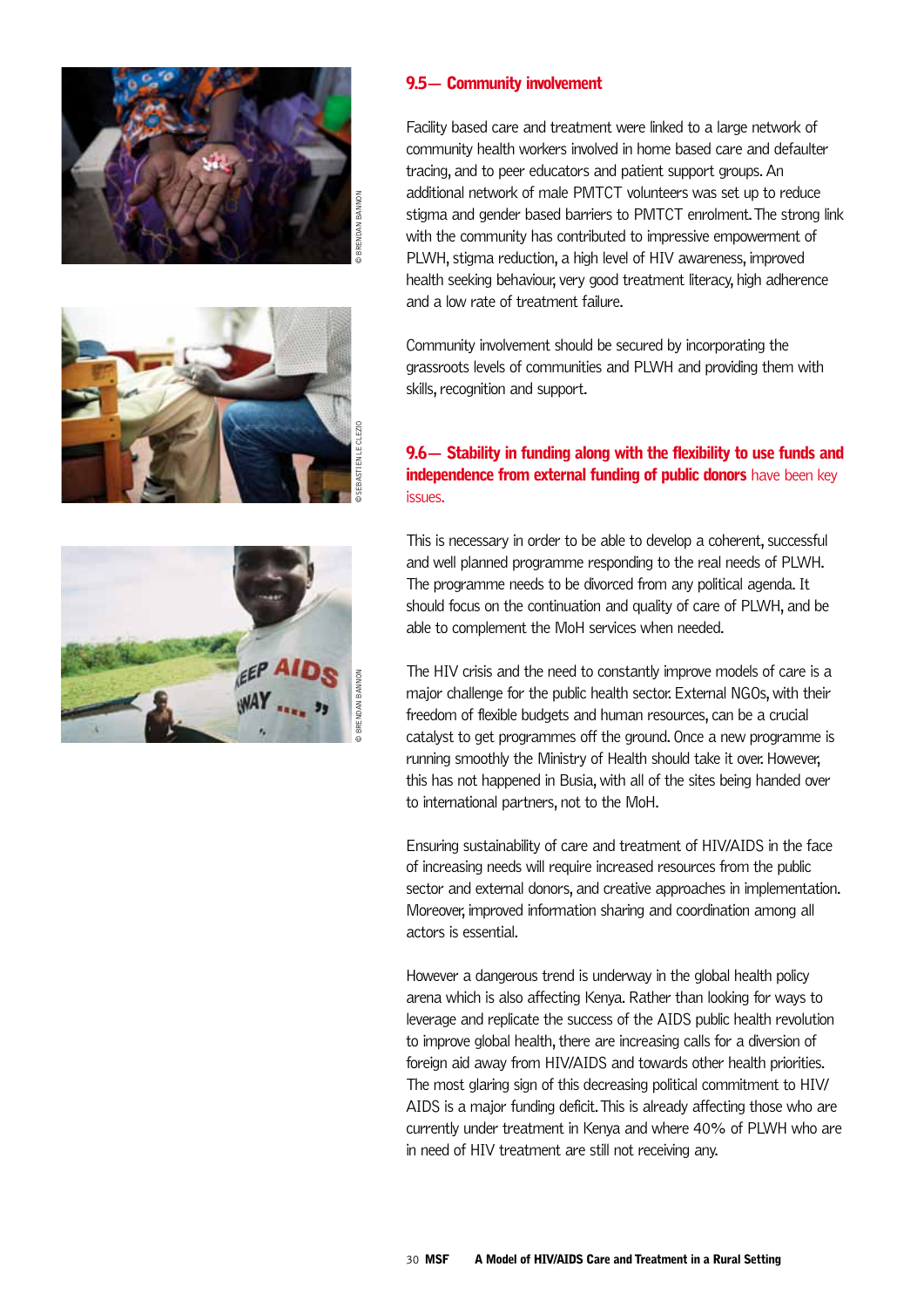## 9.5— Community involvement

Facility based care and treatment were linked to a large network of community health workers involved in home based care and defaulter tracing, and to peer educators and patient support groups. An additional network of male PMTCT volunteers was set up to reduce stigma and gender based barriers to PMTCT enrolment. The strong link with the community has contributed to impressive empowerment of PLWH, stigma reduction, a high level of HIV awareness, improved health seeking behaviour, very good treatment literacy, high adherence and a low rate of treatment failure.

Community involvement should be secured by incorporating the grassroots levels of communities and PLWH and providing them with skills, recognition and support.

## 9.6— Stability in funding along with the flexibility to use funds and independence from external funding of public donors have been key issues.

This is necessary in order to be able to develop a coherent, successful and well planned programme responding to the real needs of PLWH. The programme needs to be divorced from any political agenda. It should focus on the continuation and quality of care of PLWH, and be able to complement the MoH services when needed.

The HIV crisis and the need to constantly improve models of care is a major challenge for the public health sector. External NGOs, with their freedom of flexible budgets and human resources, can be a crucial catalyst to get programmes off the ground. Once a new programme is running smoothly the Ministry of Health should take it over. However, this has not happened in Busia, with all of the sites being handed over to international partners, not to the MoH.

Ensuring sustainability of care and treatment of HIV/AIDS in the face of increasing needs will require increased resources from the public sector and external donors, and creative approaches in implementation. Moreover, improved information sharing and coordination among all actors is essential.

However a dangerous trend is underway in the global health policy arena which is also affecting Kenya. Rather than looking for ways to leverage and replicate the success of the AIDS public health revolution to improve global health, there are increasing calls for a diversion of foreign aid away from HIV/AIDS and towards other health priorities. The most glaring sign of this decreasing political commitment to HIV/AIDS is a major funding deficit. This is already affecting those who are currently under treatment in Kenya and where 40% of PLWH who are in need of HIV treatment are still not receiving any.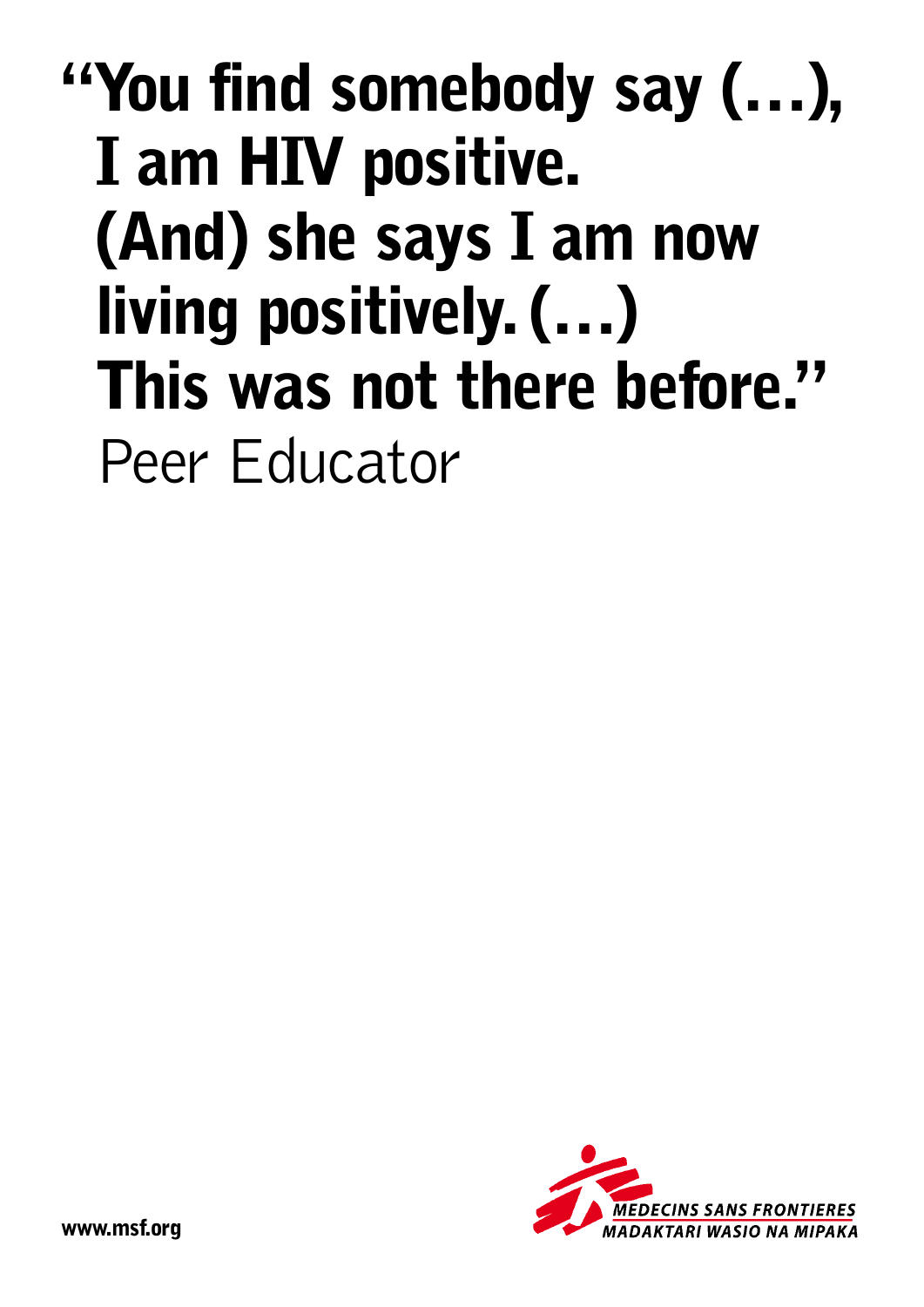**"You find somebody say (…), I am HIV positive. (And) she says I am now living positively. (…) This was not there before."**

Peer Educator

MEDECINS SANS FRONTIERES
MADAKTARI WASIO NA MIPAKA

www.msf.org